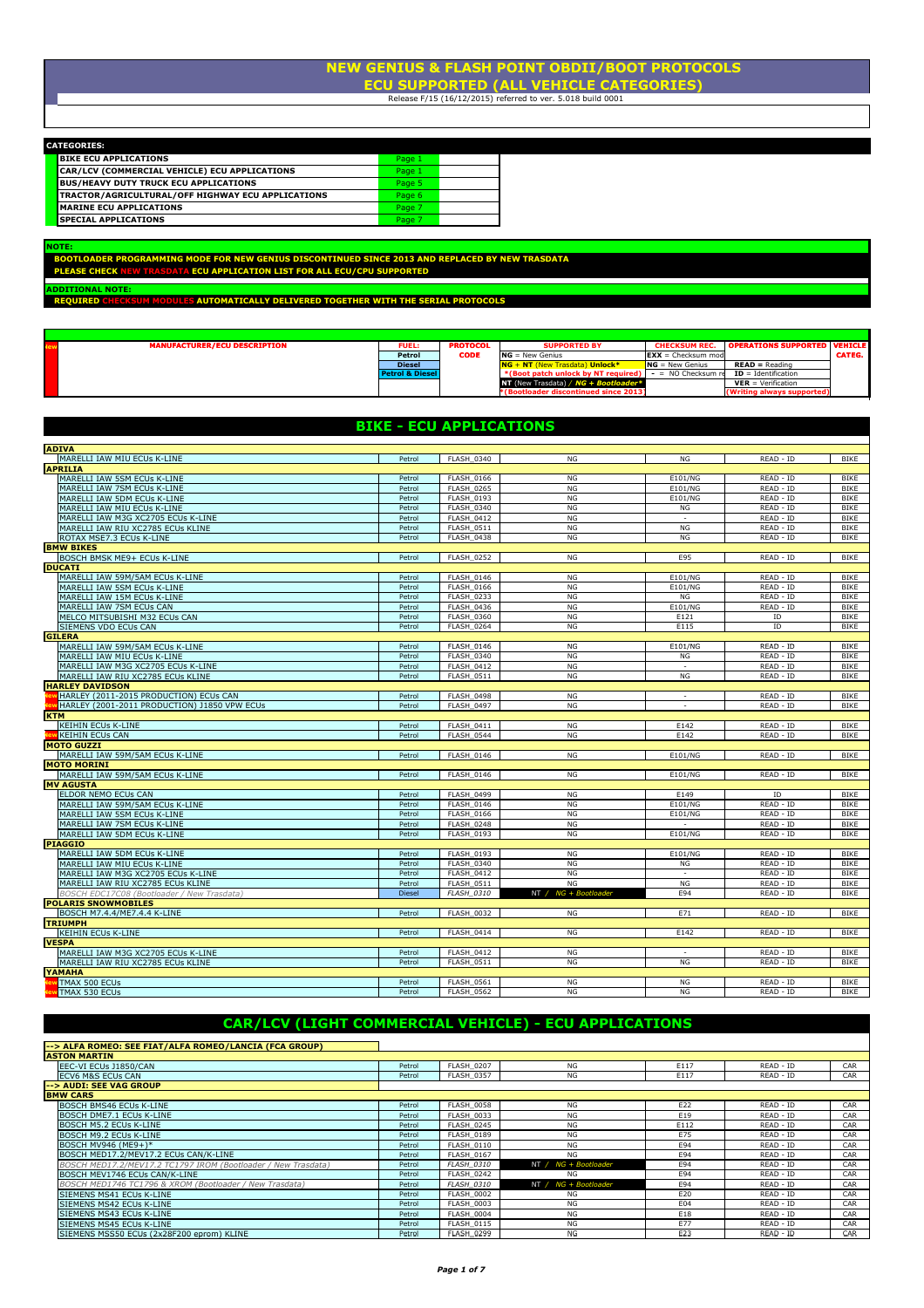# NEW GENIUS & FLASH POINT OBDII/BOOT PROTOCOLS
## ECU SUPPORTED (ALL VEHICLE CATEGORIES)

Release F/15 (16/12/2015) referred to ver. 5.018 build 0001

| CATEGORIES: | |
|---|---|
| BIKE ECU APPLICATIONS | Page 1 |
| CAR/LCV (COMMERCIAL VEHICLE) ECU APPLICATIONS | Page 1 |
| BUS/HEAVY DUTY TRUCK ECU APPLICATIONS | Page 5 |
| TRACTOR/AGRICULTURAL/OFF HIGHWAY ECU APPLICATIONS | Page 6 |
| MARINE ECU APPLICATIONS | Page 7 |
| SPECIAL APPLICATIONS | Page 7 |

**NOTE:**

**BOOTLOADER PROGRAMMING MODE FOR NEW GENIUS DISCONTINUED SINCE 2013 AND REPLACED BY NEW TRASDATA**

**PLEASE CHECK NEW TRASDATA ECU APPLICATION LIST FOR ALL ECU/CPU SUPPORTED**

**ADDITIONAL NOTE:**

**REQUIRED CHECKSUM MODULES AUTOMATICALLY DELIVERED TOGETHER WITH THE SERIAL PROTOCOLS**

| New | MANUFACTURER/ECU DESCRIPTION | FUEL: | PROTOCOL CODE | SUPPORTED BY | CHECKSUM REC. | OPERATIONS SUPPORTED | VEHICLE CATEG. |
|---|---|---|---|---|---|---|---|
| | | Petrol | | NG = New Genius | EXX = Checksum mod | | |
| | | Diesel | | NG + NT (New Trasdata) Unlock* | NG = New Genius | READ = Reading | |
| | | Petrol & Diesel | | *(Boot patch unlock by NT required) | - = NO Checksum re | ID = Identification | |
| | | | | NT (New Trasdata) / NG + Bootloader* | | VER = Verification | |
| | | | | *(Bootloader discontinued since 2013) | | (Writing always supported) | |

## BIKE - ECU APPLICATIONS

| New | MANUFACTURER/ECU DESCRIPTION | FUEL | PROTOCOL CODE | SUPPORTED BY | CHECKSUM REC. | OPERATIONS SUPPORTED | VEHICLE CATEG. |
|---|---|---|---|---|---|---|---|
| | **ADIVA** | | | | | | |
| | MARELLI IAW MIU ECUs K-LINE | Petrol | FLASH_0340 | NG | NG | READ - ID | BIKE |
| | **APRILIA** | | | | | | |
| | MARELLI IAW 5SM ECUs K-LINE | Petrol | FLASH_0166 | NG | E101/NG | READ - ID | BIKE |
| | MARELLI IAW 7SM ECUs K-LINE | Petrol | FLASH_0265 | NG | E101/NG | READ - ID | BIKE |
| | MARELLI IAW 5DM ECUs K-LINE | Petrol | FLASH_0193 | NG | E101/NG | READ - ID | BIKE |
| | MARELLI IAW MIU ECUs K-LINE | Petrol | FLASH_0340 | NG | NG | READ - ID | BIKE |
| | MARELLI IAW M3G XC2705 ECUs K-LINE | Petrol | FLASH_0412 | NG | - | READ - ID | BIKE |
| | MARELLI IAW RIU XC2785 ECUs KLINE | Petrol | FLASH_0511 | NG | NG | READ - ID | BIKE |
| | ROTAX MSE7.3 ECUs K-LINE | Petrol | FLASH_0438 | NG | NG | READ - ID | BIKE |
| | **BMW BIKES** | | | | | | |
| | BOSCH BMSK ME9+ ECUs K-LINE | Petrol | FLASH_0252 | NG | E95 | READ - ID | BIKE |
| | **DUCATI** | | | | | | |
| | MARELLI IAW 59M/5AM ECUs K-LINE | Petrol | FLASH_0146 | NG | E101/NG | READ - ID | BIKE |
| | MARELLI IAW 5SM ECUs K-LINE | Petrol | FLASH_0166 | NG | E101/NG | READ - ID | BIKE |
| | MARELLI IAW 15M ECUs K-LINE | Petrol | FLASH_0233 | NG | NG | READ - ID | BIKE |
| | MARELLI IAW 7SM ECUs CAN | Petrol | FLASH_0436 | NG | E101/NG | READ - ID | BIKE |
| | MELCO MITSUBISHI M32 ECUs CAN | Petrol | FLASH_0360 | NG | E121 | ID | BIKE |
| | SIEMENS VDO ECUs CAN | Petrol | FLASH_0264 | NG | E115 | ID | BIKE |
| | **GILERA** | | | | | | |
| | MARELLI IAW 59M/5AM ECUs K-LINE | Petrol | FLASH_0146 | NG | E101/NG | READ - ID | BIKE |
| | MARELLI IAW MIU ECUs K-LINE | Petrol | FLASH_0340 | NG | NG | READ - ID | BIKE |
| | MARELLI IAW M3G XC2705 ECUs K-LINE | Petrol | FLASH_0412 | NG | - | READ - ID | BIKE |
| | MARELLI IAW RIU XC2785 ECUs KLINE | Petrol | FLASH_0511 | NG | NG | READ - ID | BIKE |
| | **HARLEY DAVIDSON** | | | | | | |
| New | HARLEY (2011-2015 PRODUCTION) ECUs CAN | Petrol | FLASH_0498 | NG | - | READ - ID | BIKE |
| New | HARLEY (2001-2011 PRODUCTION) J1850 VPW ECUs | Petrol | FLASH_0497 | NG | - | READ - ID | BIKE |
| | **KTM** | | | | | | |
| | KEIHIN ECUs K-LINE | Petrol | FLASH_0411 | NG | E142 | READ - ID | BIKE |
| New | KEIHIN ECUs CAN | Petrol | FLASH_0544 | NG | E142 | READ - ID | BIKE |
| | **MOTO GUZZI** | | | | | | |
| | MARELLI IAW 59M/5AM ECUs K-LINE | Petrol | FLASH_0146 | NG | E101/NG | READ - ID | BIKE |
| | **MOTO MORINI** | | | | | | |
| | MARELLI IAW 59M/5AM ECUs K-LINE | Petrol | FLASH_0146 | NG | E101/NG | READ - ID | BIKE |
| | **MV AGUSTA** | | | | | | |
| | ELDOR NEMO ECUs CAN | Petrol | FLASH_0499 | NG | E149 | ID | BIKE |
| | MARELLI IAW 59M/5AM ECUs K-LINE | Petrol | FLASH_0146 | NG | E101/NG | READ - ID | BIKE |
| | MARELLI IAW 5SM ECUs K-LINE | Petrol | FLASH_0166 | NG | E101/NG | READ - ID | BIKE |
| | MARELLI IAW 7SM ECUs K-LINE | Petrol | FLASH_0248 | NG | - | READ - ID | BIKE |
| | MARELLI IAW 5DM ECUs K-LINE | Petrol | FLASH_0193 | NG | E101/NG | READ - ID | BIKE |
| | **PIAGGIO** | | | | | | |
| | MARELLI IAW 5DM ECUs K-LINE | Petrol | FLASH_0193 | NG | E101/NG | READ - ID | BIKE |
| | MARELLI IAW MIU ECUs K-LINE | Petrol | FLASH_0340 | NG | NG | READ - ID | BIKE |
| | MARELLI IAW M3G XC2705 ECUs K-LINE | Petrol | FLASH_0412 | NG | - | READ - ID | BIKE |
| | MARELLI IAW RIU XC2785 ECUs KLINE | Petrol | FLASH_0511 | NG | NG | READ - ID | BIKE |
| | *BOSCH EDC17C08 (Bootloader / New Trasdata)* | Diesel | *FLASH_0310* | NT / *NG + Bootloader* | E94 | READ - ID | BIKE |
| | **POLARIS SNOWMOBILES** | | | | | | |
| | BOSCH M7.4.4/ME7.4.4 K-LINE | Petrol | FLASH_0032 | NG | E71 | READ - ID | BIKE |
| | **TRIUMPH** | | | | | | |
| | KEIHIN ECUs K-LINE | Petrol | FLASH_0414 | NG | E142 | READ - ID | BIKE |
| | **VESPA** | | | | | | |
| | MARELLI IAW M3G XC2705 ECUs K-LINE | Petrol | FLASH_0412 | NG | - | READ - ID | BIKE |
| | MARELLI IAW RIU XC2785 ECUs KLINE | Petrol | FLASH_0511 | NG | NG | READ - ID | BIKE |
| | **YAMAHA** | | | | | | |
| New | TMAX 500 ECUs | Petrol | FLASH_0561 | NG | NG | READ - ID | BIKE |
| New | TMAX 530 ECUs | Petrol | FLASH_0562 | NG | NG | READ - ID | BIKE |

## CAR/LCV (LIGHT COMMERCIAL VEHICLE) - ECU APPLICATIONS

| New | MANUFACTURER/ECU DESCRIPTION | FUEL | PROTOCOL CODE | SUPPORTED BY | CHECKSUM REC. | OPERATIONS SUPPORTED | VEHICLE CATEG. |
|---|---|---|---|---|---|---|---|
| | **--> ALFA ROMEO: SEE FIAT/ALFA ROMEO/LANCIA (FCA GROUP)** | | | | | | |
| | **ASTON MARTIN** | | | | | | |
| | EEC-VI ECUs J1850/CAN | Petrol | FLASH_0207 | NG | E117 | READ - ID | CAR |
| | ECV6 M&S ECUs CAN | Petrol | FLASH_0357 | NG | E117 | READ - ID | CAR |
| | **--> AUDI: SEE VAG GROUP** | | | | | | |
| | **BMW CARS** | | | | | | |
| | BOSCH BMS46 ECUs K-LINE | Petrol | FLASH_0058 | NG | E22 | READ - ID | CAR |
| | BOSCH DME7.1 ECUs K-LINE | Petrol | FLASH_0033 | NG | E19 | READ - ID | CAR |
| | BOSCH M5.2 ECUs K-LINE | Petrol | FLASH_0245 | NG | E112 | READ - ID | CAR |
| | BOSCH M9.2 ECUs K-LINE | Petrol | FLASH_0189 | NG | E75 | READ - ID | CAR |
| | BOSCH MV946 (ME9+)* | Petrol | FLASH_0110 | NG | E94 | READ - ID | CAR |
| | BOSCH MED17.2/MEV17.2 ECUs CAN/K-LINE | Petrol | FLASH_0167 | NG | E94 | READ - ID | CAR |
| | *BOSCH MED17.2/MEV17.2 TC1797 IROM (Bootloader / New Trasdata)* | Petrol | *FLASH_0310* | NT / *NG + Bootloader* | E94 | READ - ID | CAR |
| | BOSCH MEV1746 ECUs CAN/K-LINE | Petrol | FLASH_0242 | NG | E94 | READ - ID | CAR |
| | *BOSCH MED1746 TC1796 & XROM (Bootloader / New Trasdata)* | Petrol | *FLASH_0310* | NT / *NG + Bootloader* | E94 | READ - ID | CAR |
| | SIEMENS MS41 ECUs K-LINE | Petrol | FLASH_0002 | NG | E20 | READ - ID | CAR |
| | SIEMENS MS42 ECUs K-LINE | Petrol | FLASH_0003 | NG | E04 | READ - ID | CAR |
| | SIEMENS MS43 ECUs K-LINE | Petrol | FLASH_0004 | NG | E18 | READ - ID | CAR |
| | SIEMENS MS45 ECUs K-LINE | Petrol | FLASH_0115 | NG | E77 | READ - ID | CAR |
| | SIEMENS MSS50 ECUs (2x28F200 eprom) KLINE | Petrol | FLASH_0299 | NG | E23 | READ - ID | CAR |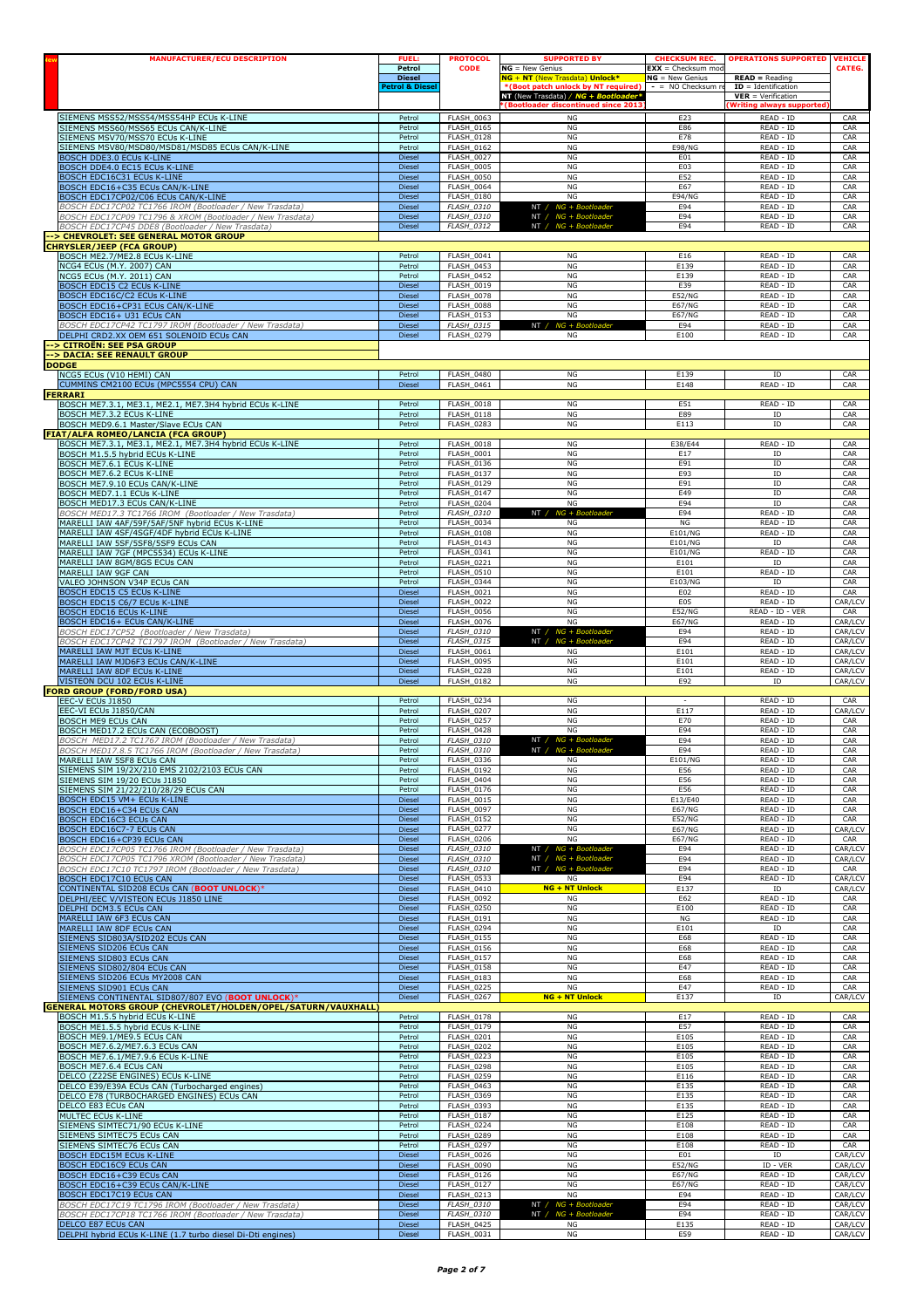| MANUFACTURER/ECU DESCRIPTION | FUEL: Petrol / Diesel / Petrol & Diesel | PROTOCOL CODE | SUPPORTED BY NG = New Genius / NG + NT (New Trasdata) Unlock* / *(Boot patch unlock by NT required) / NT (New Trasdata) / NG + Bootloader* / *(Bootloader discontinued since 2013) | CHECKSUM REC. EXX = Checksum mod / NG = New Genius / - = NO Checksum re | OPERATIONS SUPPORTED READ = Reading / ID = Identification / VER = Verification / (Writing always supported) | VEHICLE CATEG. |
|---|---|---|---|---|---|---|
| SIEMENS MSS52/MSS54/MSS54HP ECUs K-LINE | Petrol | FLASH_0063 | NG | E23 | READ - ID | CAR |
| SIEMENS MSS60/MSS65 ECUs CAN/K-LINE | Petrol | FLASH_0165 | NG | E86 | READ - ID | CAR |
| SIEMENS MSV70/MSS70 ECUs K-LINE | Petrol | FLASH_0128 | NG | E78 | READ - ID | CAR |
| SIEMENS MSV80/MSD80/MSD81/MSD85 ECUs CAN/K-LINE | Petrol | FLASH_0162 | NG | E98/NG | READ - ID | CAR |
| BOSCH DDE3.0 ECUs K-LINE | Diesel | FLASH_0027 | NG | E01 | READ - ID | CAR |
| BOSCH DDE4.0 EC15 ECUs K-LINE | Diesel | FLASH_0005 | NG | E03 | READ - ID | CAR |
| BOSCH EDC16C31 ECUs K-LINE | Diesel | FLASH_0050 | NG | E52 | READ - ID | CAR |
| BOSCH EDC16+C35 ECUs CAN/K-LINE | Diesel | FLASH_0064 | NG | E67 | READ - ID | CAR |
| BOSCH EDC17CP02/C06 ECUs CAN/K-LINE | Diesel | FLASH_0180 | NG | E94/NG | READ - ID | CAR |
| *BOSCH EDC17CP02 TC1766 IROM (Bootloader / New Trasdata)* | Diesel | *FLASH_0310* | NT / NG + Bootloader | E94 | READ - ID | CAR |
| *BOSCH EDC17CP09 TC1796 & XROM (Bootloader / New Trasdata)* | Diesel | *FLASH_0310* | NT / NG + Bootloader | E94 | READ - ID | CAR |
| *BOSCH EDC17CP45 DDE8 (Bootloader / New Trasdata)* | Diesel | *FLASH_0312* | NT / NG + Bootloader | E94 | READ - ID | CAR |
| **--> CHEVROLET: SEE GENERAL MOTOR GROUP** | | | | | | |
| **CHRYSLER/JEEP (FCA GROUP)** | | | | | | |
| BOSCH ME2.7/ME2.8 ECUs K-LINE | Petrol | FLASH_0041 | NG | E16 | READ - ID | CAR |
| NCG4 ECUs (M.Y. 2007) CAN | Petrol | FLASH_0453 | NG | E139 | READ - ID | CAR |
| NCG5 ECUs (M.Y. 2011) CAN | Petrol | FLASH_0452 | NG | E139 | READ - ID | CAR |
| BOSCH EDC15 C2 ECUs K-LINE | Diesel | FLASH_0019 | NG | E39 | READ - ID | CAR |
| BOSCH EDC16C/C2 ECUs K-LINE | Diesel | FLASH_0078 | NG | E52/NG | READ - ID | CAR |
| BOSCH EDC16+CP31 ECUs CAN/K-LINE | Diesel | FLASH_0088 | NG | E67/NG | READ - ID | CAR |
| BOSCH EDC16+ U31 ECUs CAN | Diesel | FLASH_0153 | NG | E67/NG | READ - ID | CAR |
| *BOSCH EDC17CP42 TC1797 IROM (Bootloader / New Trasdata)* | Diesel | *FLASH_0315* | NT / NG + Bootloader | E94 | READ - ID | CAR |
| DELPHI CRD2.XX OEM 651 SOLENOID ECUs CAN | Diesel | FLASH_0279 | NG | E100 | READ - ID | CAR |
| **--> CITROËN: SEE PSA GROUP** | | | | | | |
| **--> DACIA: SEE RENAULT GROUP** | | | | | | |
| **DODGE** | | | | | | |
| NCG5 ECUs (V10 HEMI) CAN | Petrol | FLASH_0480 | NG | E139 | ID | CAR |
| CUMMINS CM2100 ECUs (MPC5554 CPU) CAN | Diesel | FLASH_0461 | NG | E148 | READ - ID | CAR |
| **FERRARI** | | | | | | |
| BOSCH ME7.3.1, ME3.1, ME2.1, ME7.3H4 hybrid ECUs K-LINE | Petrol | FLASH_0018 | NG | E51 | READ - ID | CAR |
| BOSCH ME7.3.2 ECUs K-LINE | Petrol | FLASH_0118 | NG | E89 | ID | CAR |
| BOSCH MED9.6.1 Master/Slave ECUs CAN | Petrol | FLASH_0283 | NG | E113 | ID | CAR |
| **FIAT/ALFA ROMEO/LANCIA (FCA GROUP)** | | | | | | |
| BOSCH ME7.3.1, ME3.1, ME2.1, ME7.3H4 hybrid ECUs K-LINE | Petrol | FLASH_0018 | NG | E38/E44 | READ - ID | CAR |
| BOSCH M1.5.5 hybrid ECUs K-LINE | Petrol | FLASH_0001 | NG | E17 | ID | CAR |
| BOSCH ME7.6.1 ECUs K-LINE | Petrol | FLASH_0136 | NG | E91 | ID | CAR |
| BOSCH ME7.6.2 ECUs K-LINE | Petrol | FLASH_0137 | NG | E93 | ID | CAR |
| BOSCH ME7.9.10 ECUs CAN/K-LINE | Petrol | FLASH_0129 | NG | E91 | ID | CAR |
| BOSCH MED7.1.1 ECUs K-LINE | Petrol | FLASH_0147 | NG | E49 | ID | CAR |
| BOSCH MED17.3 ECUs CAN/K-LINE | Petrol | FLASH_0204 | NG | E94 | ID | CAR |
| *BOSCH MED17.3 TC1766 IROM (Bootloader / New Trasdata)* | Petrol | *FLASH_0310* | NT / NG + Bootloader | E94 | READ - ID | CAR |
| MARELLI IAW 4AF/59F/5AF/5NF hybrid ECUs K-LINE | Petrol | FLASH_0034 | NG | NG | READ - ID | CAR |
| MARELLI IAW 4SF/4SGF/4DF hybrid ECUs K-LINE | Petrol | FLASH_0108 | NG | E101/NG | READ - ID | CAR |
| MARELLI IAW 5SF/5SF8/5SF9 ECUs CAN | Petrol | FLASH_0143 | NG | E101/NG | ID | CAR |
| MARELLI IAW 7GF (MPC5534) ECUs K-LINE | Petrol | FLASH_0341 | NG | E101/NG | READ - ID | CAR |
| MARELLI IAW 8GM/8GS ECUs CAN | Petrol | FLASH_0221 | NG | E101 | ID | CAR |
| MARELLI IAW 9GF CAN | Petrol | FLASH_0510 | NG | E101 | READ - ID | CAR |
| VALEO JOHNSON V34P ECUs CAN | Petrol | FLASH_0344 | NG | E103/NG | ID | CAR |
| BOSCH EDC15 C5 ECUs K-LINE | Diesel | FLASH_0021 | NG | E02 | READ - ID | CAR |
| BOSCH EDC15 C6/7 ECUs K-LINE | Diesel | FLASH_0022 | NG | E05 | READ - ID | CAR/LCV |
| BOSCH EDC16 ECUs K-LINE | Diesel | FLASH_0056 | NG | E52/NG | READ - ID - VER | CAR |
| BOSCH EDC16+ ECUs CAN/K-LINE | Diesel | FLASH_0076 | NG | E67/NG | READ - ID | CAR/LCV |
| *BOSCH EDC17CP52 (Bootloader / New Trasdata)* | Diesel | *FLASH_0310* | NT / NG + Bootloader | E94 | READ - ID | CAR/LCV |
| *BOSCH EDC17CP42 TC1797 IROM (Bootloader / New Trasdata)* | Diesel | *FLASH_0315* | NT / NG + Bootloader | E94 | READ - ID | CAR/LCV |
| MARELLI IAW MJT ECUs K-LINE | Diesel | FLASH_0061 | NG | E101 | READ - ID | CAR/LCV |
| MARELLI IAW MJD6F3 ECUs CAN/K-LINE | Diesel | FLASH_0095 | NG | E101 | READ - ID | CAR/LCV |
| MARELLI IAW 8DF ECUs K-LINE | Diesel | FLASH_0228 | NG | E101 | READ - ID | CAR/LCV |
| VISTEON DCU 102 ECUs K-LINE | Diesel | FLASH_0182 | NG | E92 | ID | CAR/LCV |
| **FORD GROUP (FORD/FORD USA)** | | | | | | |
| EEC-V ECUs J1850 | Petrol | FLASH_0234 | NG | - | READ - ID | CAR |
| EEC-VI ECUs J1850/CAN | Petrol | FLASH_0207 | NG | E117 | READ - ID | CAR/LCV |
| BOSCH ME9 ECUs CAN | Petrol | FLASH_0257 | NG | E70 | READ - ID | CAR |
| BOSCH MED17.2 ECUs CAN (ECOBOOST) | Petrol | FLASH_0428 | NG | E94 | READ - ID | CAR |
| *BOSCH MED17.2 TC1767 IROM (Bootloader / New Trasdata)* | Petrol | *FLASH_0310* | NT / NG + Bootloader | E94 | READ - ID | CAR |
| *BOSCH MED17.8.5 TC1766 IROM (Bootloader / New Trasdata)* | Petrol | *FLASH_0310* | NT / NG + Bootloader | E94 | READ - ID | CAR |
| MARELLI IAW 5SF8 ECUs CAN | Petrol | FLASH_0336 | NG | E101/NG | READ - ID | CAR |
| SIEMENS SIM 19/2X/210 EMS 2102/2103 ECUs CAN | Petrol | FLASH_0192 | NG | E56 | READ - ID | CAR |
| SIEMENS SIM 19/20 ECUs J1850 | Petrol | FLASH_0404 | NG | E56 | READ - ID | CAR |
| SIEMENS SIM 21/22/210/28/29 ECUs CAN | Petrol | FLASH_0176 | NG | E56 | READ - ID | CAR |
| BOSCH EDC15 VM+ ECUs K-LINE | Diesel | FLASH_0015 | NG | E13/E40 | READ - ID | CAR |
| BOSCH EDC16+C34 ECUs CAN | Diesel | FLASH_0097 | NG | E67/NG | READ - ID | CAR |
| BOSCH EDC16C3 ECUs CAN | Diesel | FLASH_0152 | NG | E52/NG | READ - ID | CAR |
| BOSCH EDC16C7-7 ECUs CAN | Diesel | FLASH_0277 | NG | E67/NG | READ - ID | CAR/LCV |
| BOSCH EDC16+CP39 ECUs CAN | Diesel | FLASH_0206 | NG | E67/NG | READ - ID | CAR |
| *BOSCH EDC17CP05 TC1766 IROM (Bootloader / New Trasdata)* | Diesel | *FLASH_0310* | NT / NG + Bootloader | E94 | READ - ID | CAR/LCV |
| *BOSCH EDC17CP05 TC1796 XROM (Bootloader / New Trasdata)* | Diesel | *FLASH_0310* | NT / NG + Bootloader | E94 | READ - ID | CAR/LCV |
| *BOSCH EDC17C10 TC1797 IROM (Bootloader / New Trasdata)* | Diesel | *FLASH_0310* | NT / NG + Bootloader | E94 | READ - ID | CAR |
| BOSCH EDC17C10 ECUs CAN | Diesel | FLASH_0533 | NG | E94 | READ - ID | CAR/LCV |
| CONTINENTAL SID208 ECUs CAN (**BOOT UNLOCK**)* | Diesel | FLASH_0410 | **NG + NT Unlock** | E137 | ID | CAR/LCV |
| DELPHI/EEC V/VISTEON ECUs J1850 LINE | Diesel | FLASH_0092 | NG | E62 | READ - ID | CAR |
| DELPHI DCM3.5 ECUs CAN | Diesel | FLASH_0250 | NG | E100 | READ - ID | CAR |
| MARELLI IAW 6F3 ECUs CAN | Diesel | FLASH_0191 | NG | NG | READ - ID | CAR |
| MARELLI IAW 8DF ECUs CAN | Diesel | FLASH_0294 | NG | E101 | ID | CAR |
| SIEMENS SID803A/SID202 ECUs CAN | Diesel | FLASH_0155 | NG | E68 | READ - ID | CAR |
| SIEMENS SID206 ECUs CAN | Diesel | FLASH_0156 | NG | E68 | READ - ID | CAR |
| SIEMENS SID803 ECUs CAN | Diesel | FLASH_0157 | NG | E68 | READ - ID | CAR |
| SIEMENS SID802/804 ECUs CAN | Diesel | FLASH_0158 | NG | E47 | READ - ID | CAR |
| SIEMENS SID206 ECUs MY2008 CAN | Diesel | FLASH_0183 | NG | E68 | READ - ID | CAR |
| SIEMENS SID901 ECUs CAN | Diesel | FLASH_0225 | NG | E47 | READ - ID | CAR |
| SIEMENS CONTINENTAL SID807/807 EVO (**BOOT UNLOCK**)* | Diesel | FLASH_0267 | **NG + NT Unlock** | E137 | ID | CAR/LCV |
| **GENERAL MOTORS GROUP (CHEVROLET/HOLDEN/OPEL/SATURN/VAUXHALL)** | | | | | | |
| BOSCH M1.5.5 hybrid ECUs K-LINE | Petrol | FLASH_0178 | NG | E17 | READ - ID | CAR |
| BOSCH ME1.5.5 hybrid ECUs K-LINE | Petrol | FLASH_0179 | NG | E57 | READ - ID | CAR |
| BOSCH ME9.1/ME9.5 ECUs CAN | Petrol | FLASH_0201 | NG | E105 | READ - ID | CAR |
| BOSCH ME7.6.2/ME7.6.3 ECUs CAN | Petrol | FLASH_0202 | NG | E105 | READ - ID | CAR |
| BOSCH ME7.6.1/ME7.9.6 ECUs K-LINE | Petrol | FLASH_0223 | NG | E105 | READ - ID | CAR |
| BOSCH ME7.6.4 ECUs CAN | Petrol | FLASH_0298 | NG | E105 | READ - ID | CAR |
| DELCO (Z22SE ENGINES) ECUs K-LINE | Petrol | FLASH_0259 | NG | E116 | READ - ID | CAR |
| DELCO E39/E39A ECUs CAN (Turbocharged engines) | Petrol | FLASH_0463 | NG | E135 | READ - ID | CAR |
| DELCO E78 (TURBOCHARGED ENGINES) ECUs CAN | Petrol | FLASH_0369 | NG | E135 | READ - ID | CAR |
| DELCO E83 ECUs CAN | Petrol | FLASH_0393 | NG | E135 | READ - ID | CAR |
| MULTEC ECUs K-LINE | Petrol | FLASH_0187 | NG | E125 | READ - ID | CAR |
| SIEMENS SIMTEC71/90 ECUs K-LINE | Petrol | FLASH_0224 | NG | E108 | READ - ID | CAR |
| SIEMENS SIMTEC75 ECUs CAN | Petrol | FLASH_0289 | NG | E108 | READ - ID | CAR |
| SIEMENS SIMTEC76 ECUs CAN | Petrol | FLASH_0297 | NG | E108 | READ - ID | CAR |
| BOSCH EDC15M ECUs K-LINE | Diesel | FLASH_0026 | NG | E01 | ID | CAR/LCV |
| BOSCH EDC16C9 ECUs CAN | Diesel | FLASH_0090 | NG | E52/NG | ID - VER | CAR/LCV |
| BOSCH EDC16+C39 ECUs CAN | Diesel | FLASH_0126 | NG | E67/NG | READ - ID | CAR/LCV |
| BOSCH EDC16+C39 ECUs CAN/K-LINE | Diesel | FLASH_0127 | NG | E67/NG | READ - ID | CAR/LCV |
| BOSCH EDC17C19 ECUs CAN | Diesel | FLASH_0213 | NG | E94 | READ - ID | CAR/LCV |
| *BOSCH EDC17C19 TC1796 IROM (Bootloader / New Trasdata)* | Diesel | *FLASH_0310* | NT / NG + Bootloader | E94 | READ - ID | CAR/LCV |
| *BOSCH EDC17CP18 TC1766 IROM (Bootloader / New Trasdata)* | Diesel | *FLASH_0310* | NT / NG + Bootloader | E94 | READ - ID | CAR/LCV |
| DELCO E87 ECUs CAN | Diesel | FLASH_0425 | NG | E135 | READ - ID | CAR/LCV |
| DELPHI hybrid ECUs K-LINE (1.7 turbo diesel Di-Dti engines) | Diesel | FLASH_0031 | NG | E59 | READ - ID | CAR/LCV |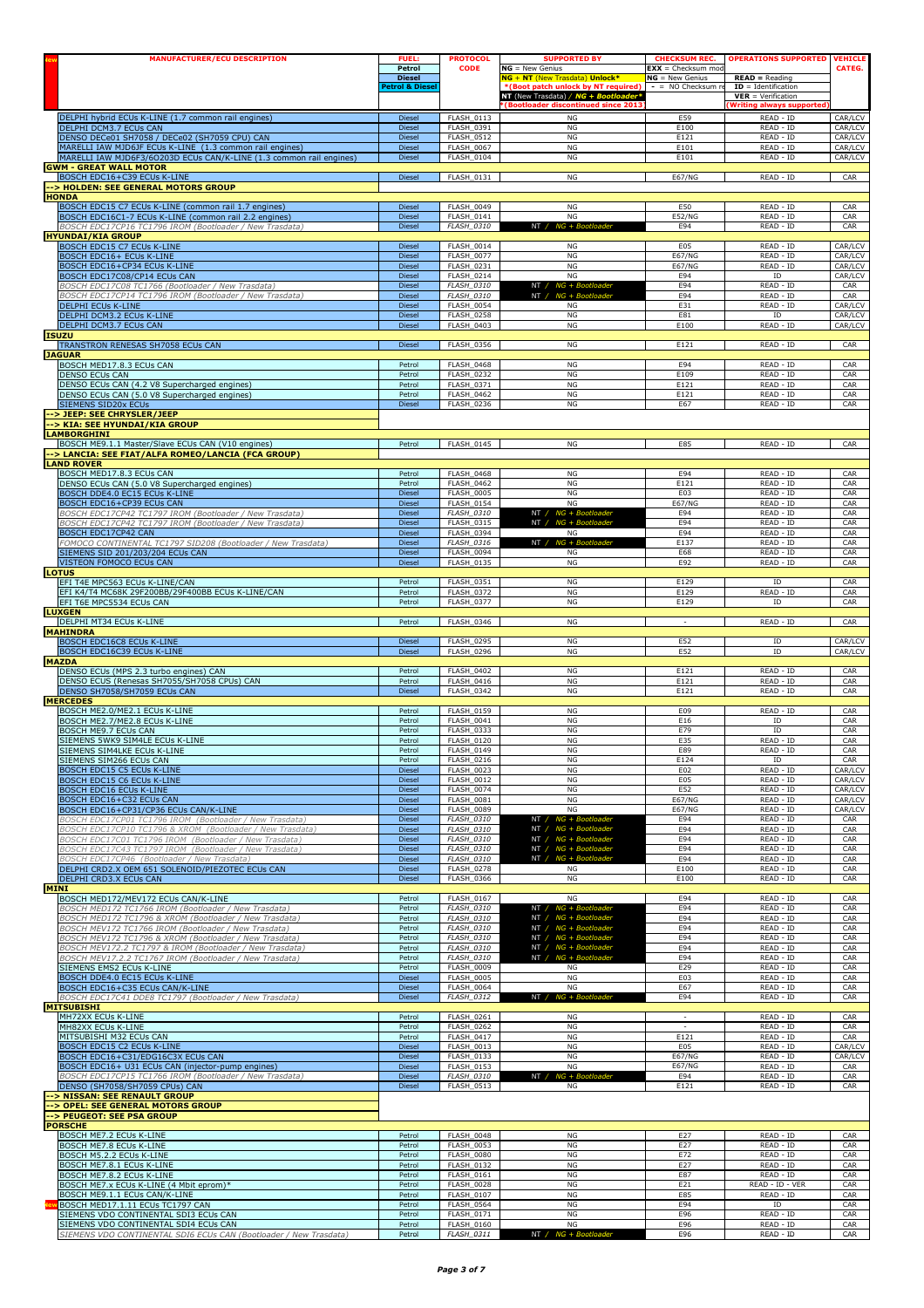| MANUFACTURER/ECU DESCRIPTION | FUEL: Petrol / Diesel / Petrol & Diesel | PROTOCOL CODE | SUPPORTED BY: NG = New Genius; NG + NT (New Trasdata) Unlock*; *(Boot patch unlock by NT required); NT (New Trasdata) / NG + Bootloader*; *(Bootloader discontinued since 2013) | CHECKSUM REC.: EXX = Checksum mod; NG = New Genius; - = NO Checksum re | OPERATIONS SUPPORTED: READ = Reading; ID = Identification; VER = Verification; (Writing always supported) | VEHICLE CATEG. |
|---|---|---|---|---|---|---|
| DELPHI hybrid ECUs K-LINE (1.7 common rail engines) | Diesel | FLASH_0113 | NG | E59 | READ - ID | CAR/LCV |
| DELPHI DCM3.7 ECUs CAN | Diesel | FLASH_0391 | NG | E100 | READ - ID | CAR/LCV |
| DENSO DECe01 SH7058 / DECe02 (SH7059 CPU) CAN | Diesel | FLASH_0512 | NG | E121 | READ - ID | CAR/LCV |
| MARELLI IAW MJD6JF ECUs K-LINE (1.3 common rail engines) | Diesel | FLASH_0067 | NG | E101 | READ - ID | CAR/LCV |
| MARELLI IAW MJD6F3/6O203D ECUs CAN/K-LINE (1.3 common rail engines) | Diesel | FLASH_0104 | NG | E101 | READ - ID | CAR/LCV |
| **GWM - GREAT WALL MOTOR** | | | | | | |
| BOSCH EDC16+C39 ECUs K-LINE | Diesel | FLASH_0131 | NG | E67/NG | READ - ID | CAR |
| **--> HOLDEN: SEE GENERAL MOTORS GROUP** | | | | | | |
| **HONDA** | | | | | | |
| BOSCH EDC15 C7 ECUs K-LINE (common rail 1.7 engines) | Diesel | FLASH_0049 | NG | E50 | READ - ID | CAR |
| BOSCH EDC16C1-7 ECUs K-LINE (common rail 2.2 engines) | Diesel | FLASH_0141 | NG | E52/NG | READ - ID | CAR |
| *BOSCH EDC17CP16 TC1796 IROM (Bootloader / New Trasdata)* | Diesel | *FLASH_0310* | NT / *NG + Bootloader* | E94 | READ - ID | CAR |
| **HYUNDAI/KIA GROUP** | | | | | | |
| BOSCH EDC15 C7 ECUs K-LINE | Diesel | FLASH_0014 | NG | E05 | READ - ID | CAR/LCV |
| BOSCH EDC16+ ECUs K-LINE | Diesel | FLASH_0077 | NG | E67/NG | READ - ID | CAR/LCV |
| BOSCH EDC16+CP34 ECUs K-LINE | Diesel | FLASH_0231 | NG | E67/NG | READ - ID | CAR/LCV |
| BOSCH EDC17C08/CP14 ECUs CAN | Diesel | FLASH_0214 | NG | E94 | ID | CAR/LCV |
| *BOSCH EDC17C08 TC1766 (Bootloader / New Trasdata)* | Diesel | *FLASH_0310* | NT / *NG + Bootloader* | E94 | READ - ID | CAR |
| *BOSCH EDC17CP14 TC1796 IROM (Bootloader / New Trasdata)* | Diesel | *FLASH_0310* | NT / *NG + Bootloader* | E94 | READ - ID | CAR |
| DELPHI ECUs K-LINE | Diesel | FLASH_0054 | NG | E31 | READ - ID | CAR/LCV |
| DELPHI DCM3.2 ECUs K-LINE | Diesel | FLASH_0258 | NG | E81 | ID | CAR/LCV |
| DELPHI DCM3.7 ECUs CAN | Diesel | FLASH_0403 | NG | E100 | READ - ID | CAR/LCV |
| **ISUZU** | | | | | | |
| TRANSTRON RENESAS SH7058 ECUs CAN | Diesel | FLASH_0356 | NG | E121 | READ - ID | CAR |
| **JAGUAR** | | | | | | |
| BOSCH MED17.8.3 ECUs CAN | Petrol | FLASH_0468 | NG | E94 | READ - ID | CAR |
| DENSO ECUs CAN | Petrol | FLASH_0232 | NG | E109 | READ - ID | CAR |
| DENSO ECUs CAN (4.2 V8 Supercharged engines) | Petrol | FLASH_0371 | NG | E121 | READ - ID | CAR |
| DENSO ECUs CAN (5.0 V8 Supercharged engines) | Petrol | FLASH_0462 | NG | E121 | READ - ID | CAR |
| SIEMENS SID20x ECUs | Diesel | FLASH_0236 | NG | E67 | READ - ID | CAR |
| **--> JEEP: SEE CHRYSLER/JEEP** | | | | | | |
| **--> KIA: SEE HYUNDAI/KIA GROUP** | | | | | | |
| **LAMBORGHINI** | | | | | | |
| BOSCH ME9.1.1 Master/Slave ECUs CAN (V10 engines) | Petrol | FLASH_0145 | NG | E85 | READ - ID | CAR |
| **--> LANCIA: SEE FIAT/ALFA ROMEO/LANCIA (FCA GROUP)** | | | | | | |
| **LAND ROVER** | | | | | | |
| BOSCH MED17.8.3 ECUs CAN | Petrol | FLASH_0468 | NG | E94 | READ - ID | CAR |
| DENSO ECUs CAN (5.0 V8 Supercharged engines) | Petrol | FLASH_0462 | NG | E121 | READ - ID | CAR |
| BOSCH DDE4.0 EC15 ECUs K-LINE | Diesel | FLASH_0005 | NG | E03 | READ - ID | CAR |
| BOSCH EDC16+CP39 ECUs CAN | Diesel | FLASH_0154 | NG | E67/NG | READ - ID | CAR |
| *BOSCH EDC17CP42 TC1797 IROM (Bootloader / New Trasdata)* | Diesel | *FLASH_0310* | NT / *NG + Bootloader* | E94 | READ - ID | CAR |
| *BOSCH EDC17CP42 TC1797 IROM (Bootloader / New Trasdata)* | Diesel | *FLASH_0315* | NT / *NG + Bootloader* | E94 | READ - ID | CAR |
| BOSCH EDC17CP42 CAN | Diesel | FLASH_0394 | NG | E94 | READ - ID | CAR |
| *FOMOCO CONTINENTAL TC1797 SID208 (Bootloader / New Trasdata)* | Diesel | *FLASH_0316* | NT / *NG + Bootloader* | E137 | READ - ID | CAR |
| SIEMENS SID 201/203/204 ECUs CAN | Diesel | FLASH_0094 | NG | E68 | READ - ID | CAR |
| VISTEON FOMOCO ECUs CAN | Diesel | FLASH_0135 | NG | E92 | READ - ID | CAR |
| **LOTUS** | | | | | | |
| EFI T4E MPC563 ECUs K-LINE/CAN | Petrol | FLASH_0351 | NG | E129 | ID | CAR |
| EFI K4/T4 MC68K 29F200BB/29F400BB ECUs K-LINE/CAN | Petrol | FLASH_0372 | NG | E129 | READ - ID | CAR |
| EFI T6E MPC5534 ECUs CAN | Petrol | FLASH_0377 | NG | E129 | ID | CAR |
| **LUXGEN** | | | | | | |
| DELPHI MT34 ECUs K-LINE | Petrol | FLASH_0346 | NG | - | READ - ID | CAR |
| **MAHINDRA** | | | | | | |
| BOSCH EDC16C8 ECUs K-LINE | Diesel | FLASH_0295 | NG | E52 | ID | CAR/LCV |
| BOSCH EDC16C39 ECUs K-LINE | Diesel | FLASH_0296 | NG | E52 | ID | CAR/LCV |
| **MAZDA** | | | | | | |
| DENSO ECUs (MPS 2.3 turbo engines) CAN | Petrol | FLASH_0402 | NG | E121 | READ - ID | CAR |
| DENSO ECUs (Renesas SH7055/SH7058 CPUs) CAN | Petrol | FLASH_0416 | NG | E121 | READ - ID | CAR |
| DENSO SH7058/SH7059 ECUs CAN | Diesel | FLASH_0342 | NG | E121 | READ - ID | CAR |
| **MERCEDES** | | | | | | |
| BOSCH ME2.0/ME2.1 ECUs K-LINE | Petrol | FLASH_0159 | NG | E09 | READ - ID | CAR |
| BOSCH ME2.7/ME2.8 ECUs K-LINE | Petrol | FLASH_0041 | NG | E16 | ID | CAR |
| BOSCH ME9.7 ECUs CAN | Petrol | FLASH_0333 | NG | E79 | ID | CAR |
| SIEMENS 5WK9 SIM4LE ECUs K-LINE | Petrol | FLASH_0120 | NG | E35 | READ - ID | CAR |
| SIEMENS SIM4LKE ECUs K-LINE | Petrol | FLASH_0149 | NG | E89 | READ - ID | CAR |
| SIEMENS SIM266 ECUs CAN | Petrol | FLASH_0216 | NG | E124 | ID | CAR |
| BOSCH EDC15 C5 ECUs K-LINE | Diesel | FLASH_0023 | NG | E02 | READ - ID | CAR/LCV |
| BOSCH EDC15 C6 ECUs K-LINE | Diesel | FLASH_0012 | NG | E05 | READ - ID | CAR/LCV |
| BOSCH EDC16 ECUs K-LINE | Diesel | FLASH_0074 | NG | E52 | READ - ID | CAR/LCV |
| BOSCH EDC16+C32 ECUs CAN | Diesel | FLASH_0081 | NG | E67/NG | READ - ID | CAR/LCV |
| BOSCH EDC16+CP31/CP36 ECUs CAN/K-LINE | Diesel | FLASH_0089 | NG | E67/NG | READ - ID | CAR/LCV |
| *BOSCH EDC17CP01 TC1796 IROM (Bootloader / New Trasdata)* | Diesel | *FLASH_0310* | NT / *NG + Bootloader* | E94 | READ - ID | CAR |
| *BOSCH EDC17CP10 TC1796 & XROM (Bootloader / New Trasdata)* | Diesel | *FLASH_0310* | NT / *NG + Bootloader* | E94 | READ - ID | CAR |
| *BOSCH EDC17C01 TC1796 IROM (Bootloader / New Trasdata)* | Diesel | *FLASH_0310* | NT / *NG + Bootloader* | E94 | READ - ID | CAR |
| *BOSCH EDC17C43 TC1797 IROM (Bootloader / New Trasdata)* | Diesel | *FLASH_0310* | NT / *NG + Bootloader* | E94 | READ - ID | CAR |
| *BOSCH EDC17CP46 (Bootloader / New Trasdata)* | Diesel | *FLASH_0310* | NT / *NG + Bootloader* | E94 | READ - ID | CAR |
| DELPHI CRD2.X OEM 651 SOLENOID/PIEZOTEC ECUs CAN | Diesel | FLASH_0278 | NG | E100 | READ - ID | CAR |
| DELPHI CRD3.X ECUs CAN | Diesel | FLASH_0366 | NG | E100 | READ - ID | CAR |
| **MINI** | | | | | | |
| BOSCH MED172/MEV172 ECUs CAN/K-LINE | Petrol | FLASH_0167 | NG | E94 | READ - ID | CAR |
| *BOSCH MED172 TC1766 IROM (Bootloader / New Trasdata)* | Petrol | *FLASH_0310* | NT / *NG + Bootloader* | E94 | READ - ID | CAR |
| *BOSCH MED172 TC1796 & XROM (Bootloader / New Trasdata)* | Petrol | *FLASH_0310* | NT / *NG + Bootloader* | E94 | READ - ID | CAR |
| *BOSCH MEV172 TC1766 IROM (Bootloader / New Trasdata)* | Petrol | *FLASH_0310* | NT / *NG + Bootloader* | E94 | READ - ID | CAR |
| *BOSCH MEV172 TC1796 & XROM (Bootloader / New Trasdata)* | Petrol | *FLASH_0310* | NT / *NG + Bootloader* | E94 | READ - ID | CAR |
| *BOSCH MEV172.2 TC1797 & IROM (Bootloader / New Trasdata)* | Petrol | *FLASH_0310* | NT / *NG + Bootloader* | E94 | READ - ID | CAR |
| *BOSCH MEV17.2.2 TC1767 IROM (Bootloader / New Trasdata)* | Petrol | *FLASH_0310* | NT / *NG + Bootloader* | E94 | READ - ID | CAR |
| SIEMENS EMS2 ECUs K-LINE | Petrol | FLASH_0009 | NG | E29 | READ - ID | CAR |
| BOSCH DDE4.0 EC15 ECUs K-LINE | Diesel | FLASH_0005 | NG | E03 | READ - ID | CAR |
| BOSCH EDC16+C35 ECUs CAN/K-LINE | Diesel | FLASH_0064 | NG | E67 | READ - ID | CAR |
| *BOSCH EDC17C41 DDE8 TC1797 (Bootloader / New Trasdata)* | Diesel | *FLASH_0312* | NT / *NG + Bootloader* | E94 | READ - ID | CAR |
| **MITSUBISHI** | | | | | | |
| MH72XX ECUs K-LINE | Petrol | FLASH_0261 | NG | - | READ - ID | CAR |
| MH82XX ECUs K-LINE | Petrol | FLASH_0262 | NG | - | READ - ID | CAR |
| MITSUBISHI M32 ECUs CAN | Petrol | FLASH_0417 | NG | E121 | READ - ID | CAR |
| BOSCH EDC15 C2 ECUs K-LINE | Diesel | FLASH_0013 | NG | E05 | READ - ID | CAR/LCV |
| BOSCH EDC16+C31/EDG16C3X ECUs CAN | Diesel | FLASH_0133 | NG | E67/NG | READ - ID | CAR/LCV |
| BOSCH EDC16+ U31 ECUs CAN (injector-pump engines) | Diesel | FLASH_0153 | NG | E67/NG | READ - ID | CAR |
| *BOSCH EDC17CP15 TC1766 IROM (Bootloader / New Trasdata)* | Diesel | *FLASH_0310* | NT / *NG + Bootloader* | E94 | READ - ID | CAR |
| DENSO (SH7058/SH7059 CPUs) CAN | Diesel | FLASH_0513 | NG | E121 | READ - ID | CAR |
| **--> NISSAN: SEE RENAULT GROUP** | | | | | | |
| **--> OPEL: SEE GENERAL MOTORS GROUP** | | | | | | |
| **--> PEUGEOT: SEE PSA GROUP** | | | | | | |
| **PORSCHE** | | | | | | |
| BOSCH ME7.2 ECUs K-LINE | Petrol | FLASH_0048 | NG | E27 | READ - ID | CAR |
| BOSCH ME7.8 ECUs K-LINE | Petrol | FLASH_0053 | NG | E27 | READ - ID | CAR |
| BOSCH M5.2.2 ECUs K-LINE | Petrol | FLASH_0080 | NG | E72 | READ - ID | CAR |
| BOSCH ME7.8.1 ECUs K-LINE | Petrol | FLASH_0132 | NG | E27 | READ - ID | CAR |
| BOSCH ME7.8.2 ECUs K-LINE | Petrol | FLASH_0161 | NG | E87 | READ - ID | CAR |
| BOSCH ME7.x ECUs K-LINE (4 Mbit eprom)* | Petrol | FLASH_0028 | NG | E21 | READ - ID - VER | CAR |
| BOSCH ME9.1.1 ECUs CAN/K-LINE | Petrol | FLASH_0107 | NG | E85 | READ - ID | CAR |
| BOSCH MED17.1.11 ECUs TC1797 CAN | Petrol | FLASH_0564 | NG | E94 | ID | CAR |
| SIEMENS VDO CONTINENTAL SDI3 ECUs CAN | Petrol | FLASH_0171 | NG | E96 | READ - ID | CAR |
| SIEMENS VDO CONTINENTAL SDI4 ECUs CAN | Petrol | FLASH_0160 | NG | E96 | READ - ID | CAR |
| *SIEMENS VDO CONTINENTAL SDI6 ECUs CAN (Bootloader / New Trasdata)* | Petrol | *FLASH_0311* | NT / *NG + Bootloader* | E96 | READ - ID | CAR |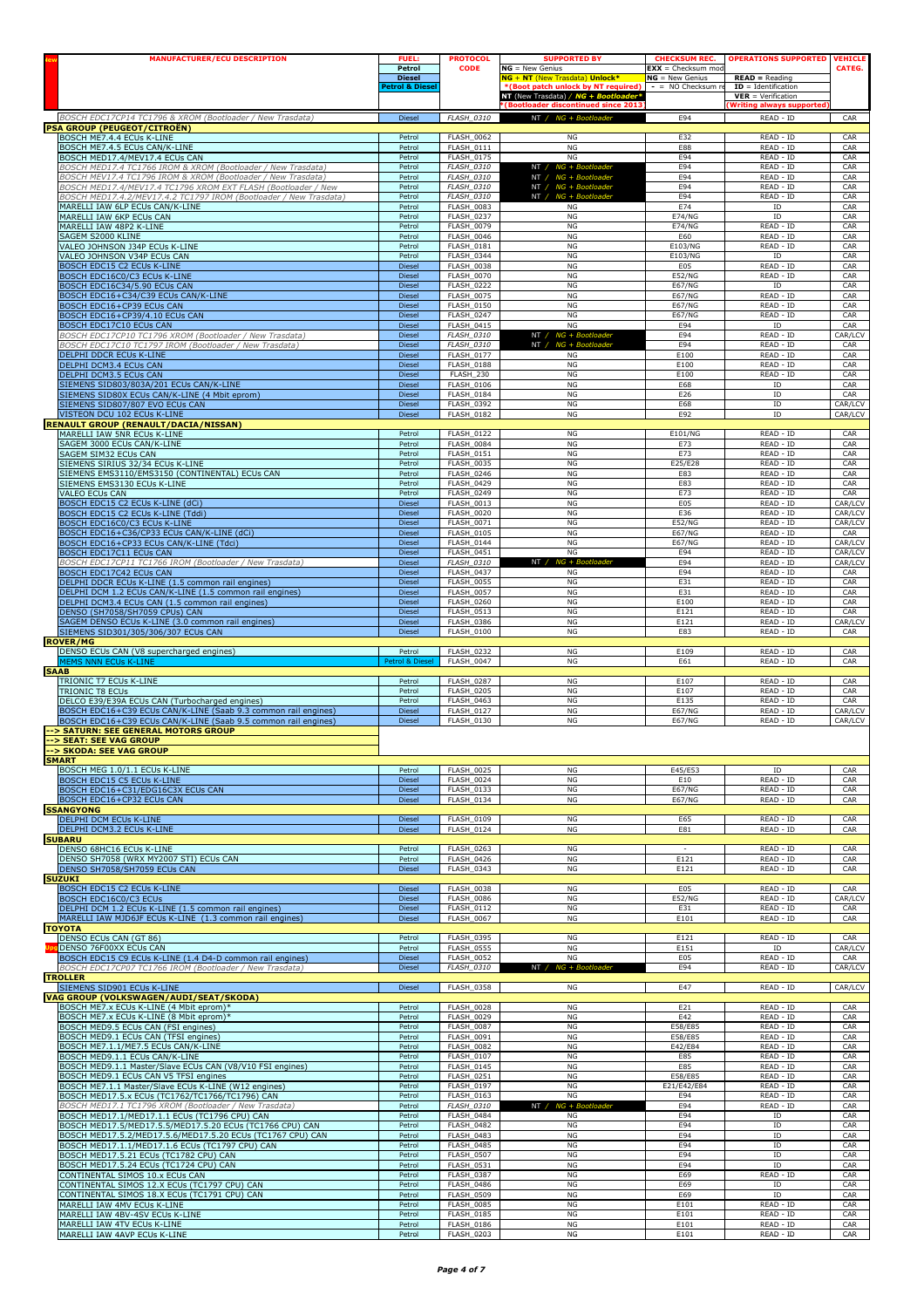| MANUFACTURER/ECU DESCRIPTION | FUEL: Petrol / Diesel / Petrol & Diesel | PROTOCOL CODE | SUPPORTED BY: NG = New Genius; NG + NT (New Trasdata) Unlock*; *(Boot patch unlock by NT required); NT (New Trasdata) / NG + Bootloader*; *(Bootloader discontinued since 2013) | CHECKSUM REC.: EXX = Checksum mod; NG = New Genius; - = NO Checksum re | OPERATIONS SUPPORTED: READ = Reading; ID = Identification; VER = Verification; (Writing always supported) | VEHICLE CATEG. |
|---|---|---|---|---|---|---|
| *BOSCH EDC17CP14 TC1796 & XROM (Bootloader / New Trasdata)* | Diesel | *FLASH_0310* | NT / NG + Bootloader | E94 | READ - ID | CAR |
| **PSA GROUP (PEUGEOT/CITROËN)** | | | | | | |
| BOSCH ME7.4.4 ECUs K-LINE | Petrol | FLASH_0062 | NG | E32 | READ - ID | CAR |
| BOSCH ME7.4.5 ECUs CAN/K-LINE | Petrol | FLASH_0111 | NG | E88 | READ - ID | CAR |
| BOSCH MED17.4/MEV17.4 ECUs CAN | Petrol | FLASH_0175 | NG | E94 | READ - ID | CAR |
| *BOSCH MED17.4 TC1766 IROM & XROM (Bootloader / New Trasdata)* | Petrol | *FLASH_0310* | NT / NG + Bootloader | E94 | READ - ID | CAR |
| *BOSCH MEV17.4 TC1766 IROM & XROM (Bootloader / New Trasdata)* | Petrol | *FLASH_0310* | NT / NG + Bootloader | E94 | READ - ID | CAR |
| *BOSCH MED17.4/MEV17.4 TC1796 XROM EXT FLASH (Bootloader / New* | Petrol | *FLASH_0310* | NT / NG + Bootloader | E94 | READ - ID | CAR |
| *BOSCH MED17.4.2/MEV17.4.2 TC1797 IROM (Bootloader / New Trasdata)* | Petrol | *FLASH_0310* | NT / NG + Bootloader | E94 | READ - ID | CAR |
| MARELLI IAW 6LP ECUs CAN/K-LINE | Petrol | FLASH_0083 | NG | E74 | ID | CAR |
| MARELLI IAW 6KP ECUs CAN | Petrol | FLASH_0237 | NG | E74/NG | ID | CAR |
| MARELLI IAW 48P2 K-LINE | Petrol | FLASH_0079 | NG | E74/NG | READ - ID | CAR |
| SAGEM S2000 KLINE | Petrol | FLASH_0046 | NG | E60 | READ - ID | CAR |
| VALEO JOHNSON J34P ECUs K-LINE | Petrol | FLASH_0181 | NG | E103/NG | READ - ID | CAR |
| VALEO JOHNSON V34P ECUs CAN | Petrol | FLASH_0344 | NG | E103/NG | ID | CAR |
| BOSCH EDC15 C2 ECUs K-LINE | Diesel | FLASH_0038 | NG | E05 | READ - ID | CAR |
| BOSCH EDC16C0/C3 ECUs K-LINE | Diesel | FLASH_0070 | NG | E52/NG | READ - ID | CAR |
| BOSCH EDC16C34/5.90 ECUs CAN | Diesel | FLASH_0222 | NG | E67/NG | ID | CAR |
| BOSCH EDC16+C34/C39 ECUs CAN/K-LINE | Diesel | FLASH_0075 | NG | E67/NG | READ - ID | CAR |
| BOSCH EDC16+CP39 ECUs CAN | Diesel | FLASH_0150 | NG | E67/NG | READ - ID | CAR |
| BOSCH EDC16+CP39/4.10 ECUs CAN | Diesel | FLASH_0247 | NG | E67/NG | READ - ID | CAR |
| BOSCH EDC17C10 ECUs CAN | Diesel | FLASH_0415 | NG | E94 | ID | CAR |
| *BOSCH EDC17CP10 TC1796 XROM (Bootloader / New Trasdata)* | Diesel | *FLASH_0310* | NT / NG + Bootloader | E94 | READ - ID | CAR/LCV |
| *BOSCH EDC17C10 TC1797 IROM (Bootloader / New Trasdata)* | Diesel | *FLASH_0310* | NT / NG + Bootloader | E94 | READ - ID | CAR |
| DELPHI DDCR ECUs K-LINE | Diesel | FLASH_0177 | NG | E100 | READ - ID | CAR |
| DELPHI DCM3.4 ECUs CAN | Diesel | FLASH_0188 | NG | E100 | READ - ID | CAR |
| DELPHI DCM3.5 ECUs CAN | Diesel | FLASH_230 | NG | E100 | READ - ID | CAR |
| SIEMENS SID803/803A/201 ECUs CAN/K-LINE | Diesel | FLASH_0106 | NG | E68 | ID | CAR |
| SIEMENS SID80X ECUs CAN/K-LINE (4 Mbit eprom) | Diesel | FLASH_0184 | NG | E26 | ID | CAR |
| SIEMENS SID807/807 EVO ECUs CAN | Diesel | FLASH_0392 | NG | E68 | ID | CAR/LCV |
| VISTEON DCU 102 ECUs K-LINE | Diesel | FLASH_0182 | NG | E92 | ID | CAR/LCV |
| **RENAULT GROUP (RENAULT/DACIA/NISSAN)** | | | | | | |
| MARELLI IAW 5NR ECUs K-LINE | Petrol | FLASH_0122 | NG | E101/NG | READ - ID | CAR |
| SAGEM 3000 ECUs CAN/K-LINE | Petrol | FLASH_0084 | NG | E73 | READ - ID | CAR |
| SAGEM SIM32 ECUs CAN | Petrol | FLASH_0151 | NG | E73 | READ - ID | CAR |
| SIEMENS SIRIUS 32/34 ECUs K-LINE | Petrol | FLASH_0035 | NG | E25/E28 | READ - ID | CAR |
| SIEMENS EMS3110/EMS3150 (CONTINENTAL) ECUs CAN | Petrol | FLASH_0246 | NG | E83 | READ - ID | CAR |
| SIEMENS EMS3130 ECUs K-LINE | Petrol | FLASH_0429 | NG | E83 | READ - ID | CAR |
| VALEO ECUs CAN | Petrol | FLASH_0249 | NG | E73 | READ - ID | CAR |
| BOSCH EDC15 C2 ECUs K-LINE (dCi) | Diesel | FLASH_0013 | NG | E05 | READ - ID | CAR/LCV |
| BOSCH EDC15 C2 ECUs K-LINE (Tddi) | Diesel | FLASH_0020 | NG | E36 | READ - ID | CAR/LCV |
| BOSCH EDC16C0/C3 ECUs K-LINE | Diesel | FLASH_0071 | NG | E52/NG | READ - ID | CAR/LCV |
| BOSCH EDC16+C36/CP33 ECUs CAN/K-LINE (dCi) | Diesel | FLASH_0105 | NG | E67/NG | READ - ID | CAR |
| BOSCH EDC16+CP33 ECUs CAN/K-LINE (Tdci) | Diesel | FLASH_0144 | NG | E67/NG | READ - ID | CAR/LCV |
| BOSCH EDC17C11 ECUs CAN | Diesel | FLASH_0451 | NG | E94 | READ - ID | CAR/LCV |
| *BOSCH EDC17CP11 TC1766 IROM (Bootloader / New Trasdata)* | Diesel | *FLASH_0310* | NT / NG + Bootloader | E94 | READ - ID | CAR/LCV |
| BOSCH EDC17C42 ECUs CAN | Diesel | FLASH_0437 | NG | E94 | READ - ID | CAR |
| DELPHI DDCR ECUs K-LINE (1.5 common rail engines) | Diesel | FLASH_0055 | NG | E31 | READ - ID | CAR |
| DELPHI DCM 1.2 ECUs CAN/K-LINE (1.5 common rail engines) | Diesel | FLASH_0057 | NG | E31 | READ - ID | CAR |
| DELPHI DCM3.4 ECUs CAN (1.5 common rail engines) | Diesel | FLASH_0260 | NG | E100 | READ - ID | CAR |
| DENSO (SH7058/SH7059 CPUs) CAN | Diesel | FLASH_0513 | NG | E121 | READ - ID | CAR |
| SAGEM DENSO ECUs K-LINE (3.0 common rail engines) | Diesel | FLASH_0386 | NG | E121 | READ - ID | CAR/LCV |
| SIEMENS SID301/305/306/307 ECUs CAN | Diesel | FLASH_0100 | NG | E83 | READ - ID | CAR |
| **ROVER/MG** | | | | | | |
| DENSO ECUs CAN (V8 supercharged engines) | Petrol | FLASH_0232 | NG | E109 | READ - ID | CAR |
| MEMS NNN ECUs K-LINE | Petrol & Diesel | FLASH_0047 | NG | E61 | READ - ID | CAR |
| **SAAB** | | | | | | |
| TRIONIC T7 ECUs K-LINE | Petrol | FLASH_0287 | NG | E107 | READ - ID | CAR |
| TRIONIC T8 ECUs | Petrol | FLASH_0205 | NG | E107 | READ - ID | CAR |
| DELCO E39/E39A ECUs CAN (Turbocharged engines) | Petrol | FLASH_0463 | NG | E135 | READ - ID | CAR |
| BOSCH EDC16+C39 ECUs CAN/K-LINE (Saab 9.3 common rail engines) | Diesel | FLASH_0127 | NG | E67/NG | READ - ID | CAR/LCV |
| BOSCH EDC16+C39 ECUs CAN/K-LINE (Saab 9.5 common rail engines) | Diesel | FLASH_0130 | NG | E67/NG | READ - ID | CAR/LCV |
| **--> SATURN: SEE GENERAL MOTORS GROUP** | | | | | | |
| **--> SEAT: SEE VAG GROUP** | | | | | | |
| **--> SKODA: SEE VAG GROUP** | | | | | | |
| **SMART** | | | | | | |
| BOSCH MEG 1.0/1.1 ECUs K-LINE | Petrol | FLASH_0025 | NG | E45/E53 | ID | CAR |
| BOSCH EDC15 C5 ECUs K-LINE | Diesel | FLASH_0024 | NG | E10 | READ - ID | CAR |
| BOSCH EDC16+C31/EDG16C3X ECUs CAN | Diesel | FLASH_0133 | NG | E67/NG | READ - ID | CAR |
| BOSCH EDC16+CP32 ECUs CAN | Diesel | FLASH_0134 | NG | E67/NG | READ - ID | CAR |
| **SSANGYONG** | | | | | | |
| DELPHI DCM ECUs K-LINE | Diesel | FLASH_0109 | NG | E65 | READ - ID | CAR |
| DELPHI DCM3.2 ECUs K-LINE | Diesel | FLASH_0124 | NG | E81 | READ - ID | CAR |
| **SUBARU** | | | | | | |
| DENSO 68HC16 ECUs K-LINE | Petrol | FLASH_0263 | NG | - | READ - ID | CAR |
| DENSO SH7058 (WRX MY2007 STI) ECUs CAN | Petrol | FLASH_0426 | NG | E121 | READ - ID | CAR |
| DENSO SH7058/SH7059 ECUs CAN | Diesel | FLASH_0343 | NG | E121 | READ - ID | CAR |
| **SUZUKI** | | | | | | |
| BOSCH EDC15 C2 ECUs K-LINE | Diesel | FLASH_0038 | NG | E05 | READ - ID | CAR |
| BOSCH EDC16C0/C3 ECUs | Diesel | FLASH_0086 | NG | E52/NG | READ - ID | CAR/LCV |
| DELPHI DCM 1.2 ECUs K-LINE (1.5 common rail engines) | Diesel | FLASH_0112 | NG | E31 | READ - ID | CAR |
| MARELLI IAW MJD6JF ECUs K-LINE (1.3 common rail engines) | Diesel | FLASH_0067 | NG | E101 | READ - ID | CAR |
| **TOYOTA** | | | | | | |
| DENSO ECUs CAN (GT 86) | Petrol | FLASH_0395 | NG | E121 | READ - ID | CAR |
| Upg DENSO 76F00XX ECUs CAN | Petrol | FLASH_0555 | NG | E151 | ID | CAR/LCV |
| BOSCH EDC15 C9 ECUs K-LINE (1.4 D4-D common rail engines) | Diesel | FLASH_0052 | NG | E05 | READ - ID | CAR |
| *BOSCH EDC17CP07 TC1766 IROM (Bootloader / New Trasdata)* | Diesel | *FLASH_0310* | NT / NG + Bootloader | E94 | READ - ID | CAR/LCV |
| **TROLLER** | | | | | | |
| SIEMENS SID901 ECUs K-LINE | Diesel | FLASH_0358 | NG | E47 | READ - ID | CAR/LCV |
| **VAG GROUP (VOLKSWAGEN/AUDI/SEAT/SKODA)** | | | | | | |
| BOSCH ME7.x ECUs K-LINE (4 Mbit eprom)* | Petrol | FLASH_0028 | NG | E21 | READ - ID | CAR |
| BOSCH ME7.x ECUs K-LINE (8 Mbit eprom)* | Petrol | FLASH_0029 | NG | E42 | READ - ID | CAR |
| BOSCH MED9.5 ECUs CAN (FSI engines) | Petrol | FLASH_0087 | NG | E58/E85 | READ - ID | CAR |
| BOSCH MED9.1 ECUs CAN (TFSI engines) | Petrol | FLASH_0091 | NG | E58/E85 | READ - ID | CAR |
| BOSCH ME7.1.1/ME7.5 ECUs CAN/K-LINE | Petrol | FLASH_0082 | NG | E42/E84 | READ - ID | CAR |
| BOSCH MED9.1.1 ECUs CAN/K-LINE | Petrol | FLASH_0107 | NG | E85 | READ - ID | CAR |
| BOSCH MED9.1.1 Master/Slave ECUs CAN (V8/V10 FSI engines) | Petrol | FLASH_0145 | NG | E85 | READ - ID | CAR |
| BOSCH MED9.1 ECUs CAN V5 TFSI engines | Petrol | FLASH_0251 | NG | E58/E85 | READ - ID | CAR |
| BOSCH ME7.1.1 Master/Slave ECUs K-LINE (W12 engines) | Petrol | FLASH_0197 | NG | E21/E42/E84 | READ - ID | CAR |
| BOSCH MED17.5.x ECUs (TC1762/TC1766/TC1796) CAN | Petrol | FLASH_0163 | NG | E94 | READ - ID | CAR |
| *BOSCH MED17.1 TC1796 XROM (Bootloader / New Trasdata)* | Petrol | *FLASH_0310* | NT / NG + Bootloader | E94 | READ - ID | CAR |
| BOSCH MED17.1/MED17.1.1 ECUs (TC1796 CPU) CAN | Petrol | FLASH_0484 | NG | E94 | ID | CAR |
| BOSCH MED17.5/MED17.5.5/MED17.5.20 ECUs (TC1766 CPU) CAN | Petrol | FLASH_0482 | NG | E94 | ID | CAR |
| BOSCH MED17.5.2/MED17.5.6/MED17.5.20 ECUs (TC1767 CPU) CAN | Petrol | FLASH_0483 | NG | E94 | ID | CAR |
| BOSCH MED17.1.1/MED17.1.6 ECUs (TC1797 CPU) CAN | Petrol | FLASH_0485 | NG | E94 | ID | CAR |
| BOSCH MED17.5.21 ECUs (TC1782 CPU) CAN | Petrol | FLASH_0507 | NG | E94 | ID | CAR |
| BOSCH MED17.5.24 ECUs (TC1724 CPU) CAN | Petrol | FLASH_0531 | NG | E94 | ID | CAR |
| CONTINENTAL SIMOS 10.x ECUs CAN | Petrol | FLASH_0387 | NG | E69 | READ - ID | CAR |
| CONTINENTAL SIMOS 12.X ECUs (TC1797 CPU) CAN | Petrol | FLASH_0486 | NG | E69 | ID | CAR |
| CONTINENTAL SIMOS 18.X ECUs (TC1791 CPU) CAN | Petrol | FLASH_0509 | NG | E69 | ID | CAR |
| MARELLI IAW 4MV ECUs K-LINE | Petrol | FLASH_0085 | NG | E101 | READ - ID | CAR |
| MARELLI IAW 4BV-4SV ECUs K-LINE | Petrol | FLASH_0185 | NG | E101 | READ - ID | CAR |
| MARELLI IAW 4TV ECUs K-LINE | Petrol | FLASH_0186 | NG | E101 | READ - ID | CAR |
| MARELLI IAW 4AVP ECUs K-LINE | Petrol | FLASH_0203 | NG | E101 | READ - ID | CAR |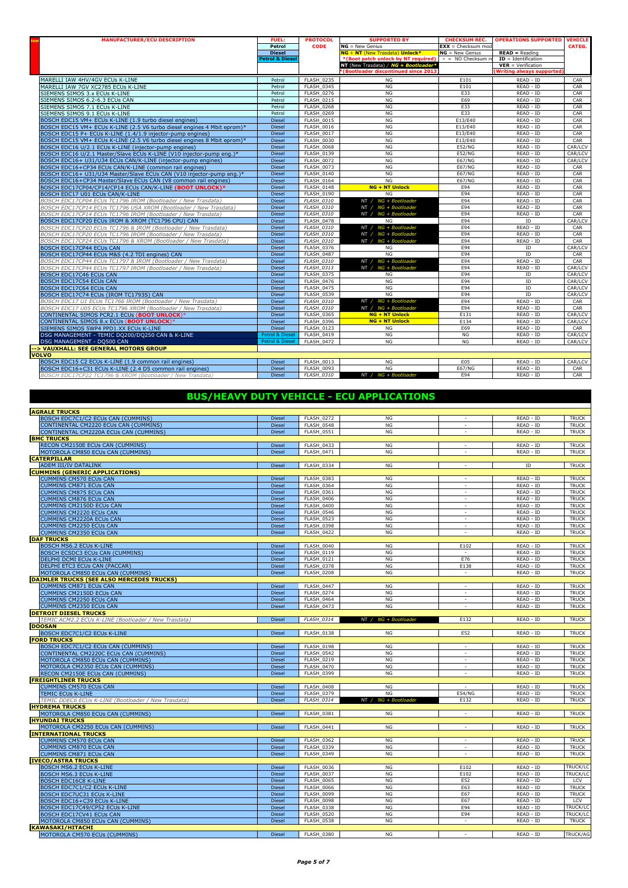| MANUFACTURER/ECU DESCRIPTION | FUEL: Petrol Diesel Petrol & Diesel | PROTOCOL CODE | SUPPORTED BY NG = New Genius NG + NT (New Trasdata) Unlock* *(Boot patch unlock by NT required) NT (New Trasdata) / NG + Bootloader* *(Bootloader discontinued since 2013) | CHECKSUM REC. EXX = Checksum mod NG = New Genius - = NO Checksum re | OPERATIONS SUPPORTED READ = Reading ID = Identification VER = Verification (Writing always supported) | VEHICLE CATEG. |
|---|---|---|---|---|---|---|
| MARELLI IAW 4HV/4GV ECUs K-LINE | Petrol | FLASH_0235 | NG | E101 | READ - ID | CAR |
| MARELLI IAW 7GV XC2785 ECUs K-LINE | Petrol | FLASH_0345 | NG | E101 | READ - ID | CAR |
| SIEMENS SIMOS 3.x ECUs K-LINE | Petrol | FLASH_0276 | NG | E33 | READ - ID | CAR |
| SIEMENS SIMOS 6.2-6.3 ECUs CAN | Petrol | FLASH_0215 | NG | E69 | READ - ID | CAR |
| SIEMENS SIMOS 7.1 ECUs K-LINE | Petrol | FLASH_0268 | NG | E33 | READ - ID | CAR |
| SIEMENS SIMOS 9.1 ECUs K-LINE | Petrol | FLASH_0269 | NG | E33 | READ - ID | CAR |
| BOSCH EDC15 VM+ ECUs K-LINE (1.9 turbo diesel engines) | Diesel | FLASH_0015 | NG | E13/E40 | READ - ID | CAR |
| BOSCH EDC15 VM+ ECUs K-LINE (2.5 V6 turbo diesel engines 4 Mbit eprom)* | Diesel | FLASH_0016 | NG | E13/E40 | READ - ID | CAR |
| BOSCH EDC15 P+ ECUs K-LINE (1.4/1.9 injector-pump engines) | Diesel | FLASH_0017 | NG | E13/E40 | READ - ID | CAR |
| BOSCH EDC15 VM+ ECUs K-LINE (2.5 V6 turbo diesel engines 8 Mbit eprom)* | Diesel | FLASH_0030 | NG | E13/E40 | READ - ID | CAR |
| BOSCH EDC16 U/2.1 ECUs K-LINE (injector-pump engines) | Diesel | FLASH_0068 | NG | E52/NG | READ - ID | CAR/LCV |
| BOSCH EDC16 U/2.1 Master/Slave ECUs K-LINE (V10 injector-pump eng.)* | Diesel | FLASH_0139 | NG | E52/NG | READ - ID | CAR/LCV |
| BOSCH EDC16+ U31/U34 ECUs CAN/K-LINE (injector-pump engines) | Diesel | FLASH_0072 | NG | E67/NG | READ - ID | CAR/LCV |
| BOSCH EDC16+CP34 ECUs CAN/K-LINE (common rail engines) | Diesel | FLASH_0073 | NG | E67/NG | READ - ID | CAR |
| BOSCH EDC16+ U31/U34 Master/Slave ECUs CAN (V10 injector-pump eng.)* | Diesel | FLASH_0140 | NG | E67/NG | READ - ID | CAR |
| BOSCH EDC16+CP34 Master/Slave ECUs CAN (V8 common rail engines) | Diesel | FLASH_0164 | NG | E67/NG | READ - ID | CAR |
| BOSCH EDC17CP04/CP14/CP14 ECUs CAN/K-LINE **(BOOT UNLOCK)*** | Diesel | FLASH_0148 | **NG + NT Unlock** | E94 | READ - ID | CAR |
| BOSCH EDC17 U01 ECUs CAN/K-LINE | Diesel | FLASH_0190 | NG | E94 | READ - ID | CAR |
| *BOSCH EDC17CP04 ECUs TC1796 IROM (Bootloader / New Trasdata)* | Diesel | *FLASH_0310* | *NT / NG + Bootloader* | E94 | READ - ID | CAR |
| *BOSCH EDC17CP14 ECUs TC1796 USA XROM (Bootloader / New Trasdata)* | Diesel | *FLASH_0310* | *NT / NG + Bootloader* | E94 | READ - ID | CAR |
| *BOSCH EDC17CP14 ECUs TC1796 IROM (Bootloader / New Trasdata)* | Diesel | *FLASH_0310* | *NT / NG + Bootloader* | E94 | READ - ID | CAR |
| BOSCH EDC17CP20 ECUs IROM & XROM (TC1796 CPU) CAN | Diesel | FLASH_0478 | NG | E94 | ID | CAR/LCV |
| *BOSCH EDC17CP20 ECUs TC1796 & IROM (Bootloader / New Trasdata)* | Diesel | *FLASH_0310* | *NT / NG + Bootloader* | E94 | READ - ID | CAR |
| *BOSCH EDC17CP20 ECUs TC1796 IROM (Bootloader / New Trasdata)* | Diesel | *FLASH_0310* | *NT / NG + Bootloader* | E94 | READ - ID | CAR |
| *BOSCH EDC17CP24 ECUs TC1796 & XROM (Bootloader / New Trasdata)* | Diesel | *FLASH_0310* | *NT / NG + Bootloader* | E94 | READ - ID | CAR |
| BOSCH EDC17CP44 ECUs CAN | Diesel | FLASH_0376 | NG | E94 | ID | CAR/LCV |
| BOSCH EDC17CP44 ECUs M&S (4.2 TDI engines) CAN | Diesel | FLASH_0487 | NG | E94 | ID | CAR |
| *BOSCH EDC17CP44 ECUs TC1797 & IROM (Bootloader / New Trasdata)* | Diesel | *FLASH_0310* | *NT / NG + Bootloader* | E94 | READ - ID | CAR |
| *BOSCH EDC17CP44 ECUs TC1797 IROM (Bootloader / New Trasdata)* | Diesel | *FLASH_0313* | *NT / NG + Bootloader* | E94 | READ - ID | CAR/LCV |
| BOSCH EDC17C46 ECUs CAN | Diesel | FLASH_0375 | NG | E94 | ID | CAR/LCV |
| BOSCH EDC17C54 ECUs CAN | Diesel | FLASH_0476 | NG | E94 | ID | CAR/LCV |
| BOSCH EDC17C64 ECUs CAN | Diesel | FLASH_0475 | NG | E94 | ID | CAR/LCV |
| BOSCH EDC17C74 ECUs (IROM TC1793S) CAN | Diesel | FLASH_0539 | NG | E94 | ID | CAR/LCV |
| *BOSCH EDC17 U1 ECUs TC1766 IROM (Bootloader / New Trasdata)* | Diesel | *FLASH_0310* | *NT / NG + Bootloader* | E94 | READ - ID | CAR |
| *BOSCH EDC17 U05 ECUs TC1796 XROM (Bootloader / New Trasdata)* | Diesel | *FLASH_0310* | *NT / NG + Bootloader* | E94 | READ - ID | CAR |
| CONTINENTAL SIMOS PCR2.1 ECUs **(BOOT UNLOCK)*** | Diesel | FLASH_0365 | **NG + NT Unlock** | E131 | READ - ID | CAR/LCV |
| CONTINENTAL SIMOS 8.x ECUs **(BOOT UNLOCK)*** | Diesel | FLASH_0396 | **NG + NT Unlock** | E134 | READ - ID | CAR/LCV |
| SIEMENS SIMOS 5WP4 PPD1.XX ECUs K-LINE | Diesel | FLASH_0123 | NG | E69 | READ - ID | CAR |
| DSG MANAGEMENT - TEMIC DQ200/DQ250 CAN & K-LINE | Petrol & Diesel | FLASH_0419 | NG | NG | READ - ID | CAR/LCV |
| DSG MANAGEMENT - DQ500 CAN | Petrol & Diesel | FLASH_0472 | NG | NG | READ - ID | CAR/LCV |
| **--> VAUXHALL: SEE GENERAL MOTORS GROUP** | | | | | | |
| **VOLVO** | | | | | | |
| BOSCH EDC15 C2 ECUs K-LINE (1.9 common rail engines) | Diesel | FLASH_0013 | NG | E05 | READ - ID | CAR/LCV |
| BOSCH EDC16+C31 ECUs K-LINE (2.4 D5 common rail engines) | Diesel | FLASH_0093 | NG | E67/NG | READ - ID | CAR |
| *BOSCH EDC17CP22 TC1796 & XROM (Bootloader / New Trasdata)* | Diesel | *FLASH_0310* | *NT / NG + Bootloader* | E94 | READ - ID | CAR |

## BUS/HEAVY DUTY VEHICLE - ECU APPLICATIONS

| MANUFACTURER/ECU DESCRIPTION | FUEL | PROTOCOL CODE | SUPPORTED BY | CHECKSUM REC. | OPERATIONS SUPPORTED | VEHICLE CATEG. |
|---|---|---|---|---|---|---|
| **AGRALE TRUCKS** | | | | | | |
| BOSCH EDC7C1/C2 ECUs CAN (CUMMINS) | Diesel | FLASH_0272 | NG | - | READ - ID | TRUCK |
| CONTINENTAL CM2220 ECUs CAN (CUMMINS) | Diesel | FLASH_0548 | NG | - | READ - ID | TRUCK |
| CONTINENTAL CM2220A ECUs CAN (CUMMINS) | Diesel | FLASH_0551 | NG | - | READ - ID | TRUCK |
| **BMC TRUCKS** | | | | | | |
| RECON CM2150E ECUs CAN (CUMMINS) | Diesel | FLASH_0433 | NG | - | READ - ID | TRUCK |
| MOTOROLA CM850 ECUs CAN (CUMMINS) | Diesel | FLASH_0471 | NG | - | READ - ID | TRUCK |
| **CATERPILLAR** | | | | | | |
| ADEM III/IV DATALINK | Diesel | FLASH_0334 | NG | - | ID | TRUCK |
| **CUMMINS (GENERIC APPLICATIONS)** | | | | | | |
| CUMMINS CM570 ECUs CAN | Diesel | FLASH_0383 | NG | - | READ - ID | TRUCK |
| CUMMINS CM871 ECUs CAN | Diesel | FLASH_0364 | NG | - | READ - ID | TRUCK |
| CUMMINS CM875 ECUs CAN | Diesel | FLASH_0361 | NG | - | READ - ID | TRUCK |
| CUMMINS CM876 ECUs CAN | Diesel | FLASH_0406 | NG | - | READ - ID | TRUCK |
| CUMMINS CM2150D ECUs CAN | Diesel | FLASH_0400 | NG | - | READ - ID | TRUCK |
| CUMMINS CM2220 ECUs CAN | Diesel | FLASH_0546 | NG | - | READ - ID | TRUCK |
| CUMMINS CM2220A ECUs CAN | Diesel | FLASH_0523 | NG | - | READ - ID | TRUCK |
| CUMMINS CM2250 ECUs CAN | Diesel | FLASH_0398 | NG | - | READ - ID | TRUCK |
| CUMMINS CM2350 ECUs CAN | Diesel | FLASH_0422 | NG | - | READ - ID | TRUCK |
| **DAF TRUCKS** | | | | | | |
| BOSCH MS6.2 ECUs K-LINE | Diesel | FLASH_0040 | NG | E102 | READ - ID | TRUCK |
| BOSCH ECSDC3 ECUs CAN (CUMMINS) | Diesel | FLASH_0119 | NG | - | READ - ID | TRUCK |
| DELPHI DCMI ECUs K-LINE | Diesel | FLASH_0121 | NG | E76 | READ - ID | TRUCK |
| DELPHI ETC3 ECUs CAN (PACCAR) | Diesel | FLASH_0378 | NG | E138 | READ - ID | TRUCK |
| MOTOROLA CM850 ECUs CAN (CUMMINS) | Diesel | FLASH_0208 | NG | - | READ - ID | TRUCK |
| **DAIMLER TRUCKS (SEE ALSO MERCEDES TRUCKS)** | | | | | | |
| CUMMINS CM871 ECUs CAN | Diesel | FLASH_0447 | NG | - | READ - ID | TRUCK |
| CUMMINS CM2150D ECUs CAN | Diesel | FLASH_0274 | NG | - | READ - ID | TRUCK |
| CUMMINS CM2250 ECUs CAN | Diesel | FLASH_0464 | NG | - | READ - ID | TRUCK |
| CUMMINS CM2350 ECUs CAN | Diesel | FLASH_0473 | NG | - | READ - ID | TRUCK |
| **DETROIT DIESEL TRUCKS** | | | | | | |
| *TEMIC ACM2.2 ECUs K-LINE (Bootloader / New Trasdata)* | Diesel | *FLASH_0314* | *NT / NG + Bootloader* | E132 | READ - ID | TRUCK |
| **DOOSAN** | | | | | | |
| BOSCH EDC7C1/C2 ECUs K-LINE | Diesel | FLASH_0138 | NG | E52 | READ - ID | TRUCK |
| **FORD TRUCKS** | | | | | | |
| BOSCH EDC7C1/C2 ECUs CAN (CUMMINS) | Diesel | FLASH_0198 | NG | - | READ - ID | TRUCK |
| CONTINENTAL CM2220C ECUs CAN (CUMMINS) | Diesel | FLASH_0542 | NG | - | READ - ID | TRUCK |
| MOTOROLA CM850 ECUs CAN (CUMMINS) | Diesel | FLASH_0219 | NG | - | READ - ID | TRUCK |
| MOTOROLA CM2350 ECUs CAN (CUMMINS) | Diesel | FLASH_0470 | NG | - | READ - ID | TRUCK |
| RECON CM2150E ECUs CAN (CUMMINS) | Diesel | FLASH_0399 | NG | - | READ - ID | TRUCK |
| **FREIGHTLINER TRUCKS** | | | | | | |
| CUMMINS CM570 ECUs CAN | Diesel | FLASH_0408 | NG | - | READ - ID | TRUCK |
| TEMIC ECUs K-LINE | Diesel | FLASH_0379 | NG | E54/NG | READ - ID | TRUCK |
| *TEMIC DDEC6 ECUs K-LINE (Bootloader / New Trasdata)* | Diesel | *FLASH_0314* | *NT / NG + Bootloader* | E132 | READ - ID | TRUCK |
| **HYDREMA TRUCKS** | | | | | | |
| MOTOROLA CM850 ECUs CAN (CUMMINS) | Diesel | FLASH_0381 | NG | - | READ - ID | TRUCK |
| **HYUNDAI TRUCKS** | | | | | | |
| MOTOROLA CM2250 ECUs CAN (CUMMINS) | Diesel | FLASH_0441 | NG | - | READ - ID | TRUCK |
| **INTERNATIONAL TRUCKS** | | | | | | |
| CUMMINS CM570 ECUs CAN | Diesel | FLASH_0362 | NG | - | READ - ID | TRUCK |
| CUMMINS CM870 ECUs CAN | Diesel | FLASH_0339 | NG | - | READ - ID | TRUCK |
| CUMMINS CM871 ECUs CAN | Diesel | FLASH_0349 | NG | - | READ - ID | TRUCK |
| **IVECO/ASTRA TRUCKS** | | | | | | |
| BOSCH MS6.2 ECUs K-LINE | Diesel | FLASH_0036 | NG | E102 | READ - ID | TRUCK/LC |
| BOSCH MS6.3 ECUs K-LINE | Diesel | FLASH_0037 | NG | E102 | READ - ID | TRUCK/LC |
| BOSCH EDC16C8 K-LINE | Diesel | FLASH_0065 | NG | E52 | READ - ID | LCV |
| BOSCH EDC7C1/C2 ECUs K-LINE | Diesel | FLASH_0066 | NG | E63 | READ - ID | TRUCK |
| BOSCH EDC7UC31 ECUs K-LINE | Diesel | FLASH_0099 | NG | E67 | READ - ID | TRUCK |
| BOSCH EDC16+C39 ECUs K-LINE | Diesel | FLASH_0098 | NG | E67 | READ - ID | LCV |
| BOSCH EDC17C49/CP52 ECUs K-LINE | Diesel | FLASH_0338 | NG | E94 | READ - ID | TRUCK/LC |
| BOSCH EDC17CV41 ECUs CAN | Diesel | FLASH_0520 | NG | E94 | READ - ID | TRUCK/LC |
| MOTOROLA CM850 ECUs CAN (CUMMINS) | Diesel | FLASH_0538 | NG | - | READ - ID | TRUCK |
| **KAWASAKI/HITACHI** | | | | | | |
| MOTOROLA CM570 ECUs (CUMMINS) | Diesel | FLASH_0380 | NG | - | READ - ID | TRUCK/AG |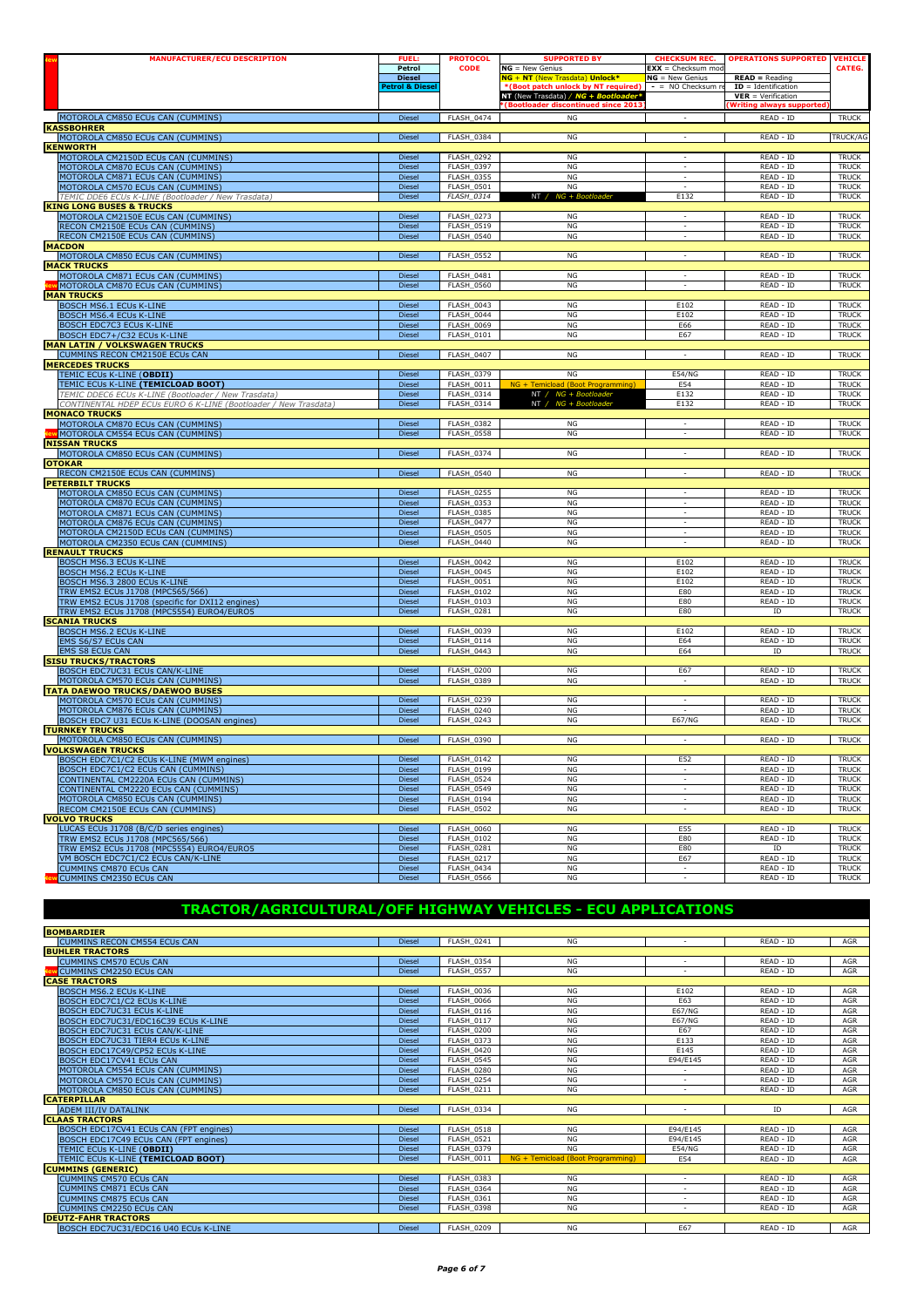| new | MANUFACTURER/ECU DESCRIPTION | FUEL: Petrol / Diesel / Petrol & Diesel | PROTOCOL CODE | SUPPORTED BY: NG = New Genius; NG + NT (New Trasdata) Unlock*; *(Boot patch unlock by NT required); NT (New Trasdata) / NG + Bootloader*; *(Bootloader discontinued since 2013) | CHECKSUM REC.: EXX = Checksum mod; NG = New Genius; - = NO Checksum re | OPERATIONS SUPPORTED: READ = Reading; ID = Identification; VER = Verification; (Writing always supported) | VEHICLE CATEG. |
|---|---|---|---|---|---|---|---|
| | MOTOROLA CM850 ECUs CAN (CUMMINS) | Diesel | FLASH_0474 | NG | - | READ - ID | TRUCK |
| | **KASSBOHRER** | | | | | | |
| | MOTOROLA CM850 ECUs CAN (CUMMINS) | Diesel | FLASH_0384 | NG | - | READ - ID | TRUCK/AG |
| | **KENWORTH** | | | | | | |
| | MOTOROLA CM2150D ECUs CAN (CUMMINS) | Diesel | FLASH_0292 | NG | - | READ - ID | TRUCK |
| | MOTOROLA CM870 ECUs CAN (CUMMINS) | Diesel | FLASH_0397 | NG | - | READ - ID | TRUCK |
| | MOTOROLA CM871 ECUs CAN (CUMMINS) | Diesel | FLASH_0355 | NG | - | READ - ID | TRUCK |
| | MOTOROLA CM570 ECUs CAN (CUMMINS) | Diesel | FLASH_0501 | NG | - | READ - ID | TRUCK |
| | *TEMIC DDE6 ECUs K-LINE (Bootloader / New Trasdata)* | Diesel | *FLASH_0314* | NT / NG + Bootloader | E132 | READ - ID | TRUCK |
| | **KING LONG BUSES & TRUCKS** | | | | | | |
| | MOTOROLA CM2150E ECUs CAN (CUMMINS) | Diesel | FLASH_0273 | NG | - | READ - ID | TRUCK |
| | RECON CM2150E ECUs CAN (CUMMINS) | Diesel | FLASH_0519 | NG | - | READ - ID | TRUCK |
| | RECON CM2150E ECUs CAN (CUMMINS) | Diesel | FLASH_0540 | NG | - | READ - ID | TRUCK |
| | **MACDON** | | | | | | |
| | MOTOROLA CM850 ECUs CAN (CUMMINS) | Diesel | FLASH_0552 | NG | - | READ - ID | TRUCK |
| | **MACK TRUCKS** | | | | | | |
| | MOTOROLA CM871 ECUs CAN (CUMMINS) | Diesel | FLASH_0481 | NG | - | READ - ID | TRUCK |
| new | MOTOROLA CM870 ECUs CAN (CUMMINS) | Diesel | FLASH_0560 | NG | - | READ - ID | TRUCK |
| | **MAN TRUCKS** | | | | | | |
| | BOSCH MS6.1 ECUs K-LINE | Diesel | FLASH_0043 | NG | E102 | READ - ID | TRUCK |
| | BOSCH MS6.4 ECUs K-LINE | Diesel | FLASH_0044 | NG | E102 | READ - ID | TRUCK |
| | BOSCH EDC7C3 ECUs K-LINE | Diesel | FLASH_0069 | NG | E66 | READ - ID | TRUCK |
| | BOSCH EDC7+/C32 ECUs K-LINE | Diesel | FLASH_0101 | NG | E67 | READ - ID | TRUCK |
| | **MAN LATIN / VOLKSWAGEN TRUCKS** | | | | | | |
| | CUMMINS RECON CM2150E ECUs CAN | Diesel | FLASH_0407 | NG | - | READ - ID | TRUCK |
| | **MERCEDES TRUCKS** | | | | | | |
| | TEMIC ECUs K-LINE (**OBDII**) | Diesel | FLASH_0379 | NG | E54/NG | READ - ID | TRUCK |
| | TEMIC ECUs K-LINE (**TEMICLOAD BOOT**) | Diesel | FLASH_0011 | NG + Temicload (Boot Programming) | E54 | READ - ID | TRUCK |
| | *TEMIC DDEC6 ECUs K-LINE (Bootloader / New Trasdata)* | Diesel | FLASH_0314 | NT / NG + Bootloader | E132 | READ - ID | TRUCK |
| | *CONTINENTAL HDEP ECUs EURO 6 K-LINE (Bootloader / New Trasdata)* | Diesel | FLASH_0314 | NT / NG + Bootloader | E132 | READ - ID | TRUCK |
| | **MONACO TRUCKS** | | | | | | |
| | MOTOROLA CM870 ECUs CAN (CUMMINS) | Diesel | FLASH_0382 | NG | - | READ - ID | TRUCK |
| new | MOTOROLA CM554 ECUs CAN (CUMMINS) | Diesel | FLASH_0558 | NG | - | READ - ID | TRUCK |
| | **NISSAN TRUCKS** | | | | | | |
| | MOTOROLA CM850 ECUs CAN (CUMMINS) | Diesel | FLASH_0374 | NG | - | READ - ID | TRUCK |
| | **OTOKAR** | | | | | | |
| | RECON CM2150E ECUs CAN (CUMMINS) | Diesel | FLASH_0540 | NG | - | READ - ID | TRUCK |
| | **PETERBILT TRUCKS** | | | | | | |
| | MOTOROLA CM850 ECUs CAN (CUMMINS) | Diesel | FLASH_0255 | NG | - | READ - ID | TRUCK |
| | MOTOROLA CM870 ECUs CAN (CUMMINS) | Diesel | FLASH_0353 | NG | - | READ - ID | TRUCK |
| | MOTOROLA CM871 ECUs CAN (CUMMINS) | Diesel | FLASH_0385 | NG | - | READ - ID | TRUCK |
| | MOTOROLA CM876 ECUs CAN (CUMMINS) | Diesel | FLASH_0477 | NG | - | READ - ID | TRUCK |
| | MOTOROLA CM2150D ECUs CAN (CUMMINS) | Diesel | FLASH_0505 | NG | - | READ - ID | TRUCK |
| | MOTOROLA CM2350 ECUs CAN (CUMMINS) | Diesel | FLASH_0440 | NG | - | READ - ID | TRUCK |
| | **RENAULT TRUCKS** | | | | | | |
| | BOSCH MS6.3 ECUs K-LINE | Diesel | FLASH_0042 | NG | E102 | READ - ID | TRUCK |
| | BOSCH MS6.2 ECUs K-LINE | Diesel | FLASH_0045 | NG | E102 | READ - ID | TRUCK |
| | BOSCH MS6.3 2800 ECUs K-LINE | Diesel | FLASH_0051 | NG | E102 | READ - ID | TRUCK |
| | TRW EMS2 ECUs J1708 (MPC565/566) | Diesel | FLASH_0102 | NG | E80 | READ - ID | TRUCK |
| | TRW EMS2 ECUs J1708 (specific for DXI12 engines) | Diesel | FLASH_0103 | NG | E80 | READ - ID | TRUCK |
| | TRW EMS2 ECUs J1708 (MPC5554) EURO4/EURO5 | Diesel | FLASH_0281 | NG | E80 | ID | TRUCK |
| | **SCANIA TRUCKS** | | | | | | |
| | BOSCH MS6.2 ECUs K-LINE | Diesel | FLASH_0039 | NG | E102 | READ - ID | TRUCK |
| | EMS S6/S7 ECUs CAN | Diesel | FLASH_0114 | NG | E64 | READ - ID | TRUCK |
| | EMS S8 ECUs CAN | Diesel | FLASH_0443 | NG | E64 | ID | TRUCK |
| | **SISU TRUCKS/TRACTORS** | | | | | | |
| | BOSCH EDC7UC31 ECUs CAN/K-LINE | Diesel | FLASH_0200 | NG | E67 | READ - ID | TRUCK |
| | MOTOROLA CM570 ECUs CAN (CUMMINS) | Diesel | FLASH_0389 | NG | - | READ - ID | TRUCK |
| | **TATA DAEWOO TRUCKS/DAEWOO BUSES** | | | | | | |
| | MOTOROLA CM570 ECUs CAN (CUMMINS) | Diesel | FLASH_0239 | NG | - | READ - ID | TRUCK |
| | MOTOROLA CM876 ECUs CAN (CUMMINS) | Diesel | FLASH_0240 | NG | - | READ - ID | TRUCK |
| | BOSCH EDC7 U31 ECUs K-LINE (DOOSAN engines) | Diesel | FLASH_0243 | NG | E67/NG | READ - ID | TRUCK |
| | **TURNKEY TRUCKS** | | | | | | |
| | MOTOROLA CM850 ECUs CAN (CUMMINS) | Diesel | FLASH_0390 | NG | - | READ - ID | TRUCK |
| | **VOLKSWAGEN TRUCKS** | | | | | | |
| | BOSCH EDC7C1/C2 ECUs K-LINE (MWM engines) | Diesel | FLASH_0142 | NG | E52 | READ - ID | TRUCK |
| | BOSCH EDC7C1/C2 ECUs CAN (CUMMINS) | Diesel | FLASH_0199 | NG | - | READ - ID | TRUCK |
| | CONTINENTAL CM2220A ECUs CAN (CUMMINS) | Diesel | FLASH_0524 | NG | - | READ - ID | TRUCK |
| | CONTINENTAL CM2220 ECUs CAN (CUMMINS) | Diesel | FLASH_0549 | NG | - | READ - ID | TRUCK |
| | MOTOROLA CM850 ECUs CAN (CUMMINS) | Diesel | FLASH_0194 | NG | - | READ - ID | TRUCK |
| | RECOM CM2150E ECUs CAN (CUMMINS) | Diesel | FLASH_0502 | NG | - | READ - ID | TRUCK |
| | **VOLVO TRUCKS** | | | | | | |
| | LUCAS ECUs J1708 (B/C/D series engines) | Diesel | FLASH_0060 | NG | E55 | READ - ID | TRUCK |
| | TRW EMS2 ECUs J1708 (MPC565/566) | Diesel | FLASH_0102 | NG | E80 | READ - ID | TRUCK |
| | TRW EMS2 ECUs J1708 (MPC5554) EURO4/EURO5 | Diesel | FLASH_0281 | NG | E80 | ID | TRUCK |
| | VM BOSCH EDC7C1/C2 ECUs CAN/K-LINE | Diesel | FLASH_0217 | NG | E67 | READ - ID | TRUCK |
| | CUMMINS CM870 ECUs CAN | Diesel | FLASH_0434 | NG | - | READ - ID | TRUCK |
| new | CUMMINS CM2350 ECUs CAN | Diesel | FLASH_0566 | NG | - | READ - ID | TRUCK |

# TRACTOR/AGRICULTURAL/OFF HIGHWAY VEHICLES - ECU APPLICATIONS

| new | MANUFACTURER/ECU DESCRIPTION | FUEL | PROTOCOL CODE | SUPPORTED BY | CHECKSUM REC. | OPERATIONS SUPPORTED | VEHICLE CATEG. |
|---|---|---|---|---|---|---|---|
| | **BOMBARDIER** | | | | | | |
| | CUMMINS RECON CM554 ECUs CAN | Diesel | FLASH_0241 | NG | - | READ - ID | AGR |
| | **BUHLER TRACTORS** | | | | | | |
| | CUMMINS CM570 ECUs CAN | Diesel | FLASH_0354 | NG | - | READ - ID | AGR |
| new | CUMMINS CM2250 ECUs CAN | Diesel | FLASH_0557 | NG | - | READ - ID | AGR |
| | **CASE TRACTORS** | | | | | | |
| | BOSCH MS6.2 ECUs K-LINE | Diesel | FLASH_0036 | NG | E102 | READ - ID | AGR |
| | BOSCH EDC7C1/C2 ECUs K-LINE | Diesel | FLASH_0066 | NG | E63 | READ - ID | AGR |
| | BOSCH EDC7UC31 ECUs K-LINE | Diesel | FLASH_0116 | NG | E67/NG | READ - ID | AGR |
| | BOSCH EDC7UC31/EDC16C39 ECUs K-LINE | Diesel | FLASH_0117 | NG | E67/NG | READ - ID | AGR |
| | BOSCH EDC7UC31 ECUs CAN/K-LINE | Diesel | FLASH_0200 | NG | E67 | READ - ID | AGR |
| | BOSCH EDC7UC31 TIER4 ECUs K-LINE | Diesel | FLASH_0373 | NG | E133 | READ - ID | AGR |
| | BOSCH EDC17C49/CP52 ECUs K-LINE | Diesel | FLASH_0420 | NG | E145 | READ - ID | AGR |
| | BOSCH EDC17CV41 ECUs CAN | Diesel | FLASH_0545 | NG | E94/E145 | READ - ID | AGR |
| | MOTOROLA CM554 ECUs CAN (CUMMINS) | Diesel | FLASH_0280 | NG | - | READ - ID | AGR |
| | MOTOROLA CM570 ECUs CAN (CUMMINS) | Diesel | FLASH_0254 | NG | - | READ - ID | AGR |
| | MOTOROLA CM850 ECUs CAN (CUMMINS) | Diesel | FLASH_0211 | NG | - | READ - ID | AGR |
| | **CATERPILLAR** | | | | | | |
| | ADEM III/IV DATALINK | Diesel | FLASH_0334 | NG | - | ID | AGR |
| | **CLAAS TRACTORS** | | | | | | |
| | BOSCH EDC17CV41 ECUs CAN (FPT engines) | Diesel | FLASH_0518 | NG | E94/E145 | READ - ID | AGR |
| | BOSCH EDC17C49 ECUs CAN (FPT engines) | Diesel | FLASH_0521 | NG | E94/E145 | READ - ID | AGR |
| | TEMIC ECUs K-LINE (**OBDII**) | Diesel | FLASH_0379 | NG | E54/NG | READ - ID | AGR |
| | TEMIC ECUs K-LINE (**TEMICLOAD BOOT**) | Diesel | FLASH_0011 | NG + Temicload (Boot Programming) | E54 | READ - ID | AGR |
| | **CUMMINS (GENERIC)** | | | | | | |
| | CUMMINS CM570 ECUs CAN | Diesel | FLASH_0383 | NG | - | READ - ID | AGR |
| | CUMMINS CM871 ECUs CAN | Diesel | FLASH_0364 | NG | - | READ - ID | AGR |
| | CUMMINS CM875 ECUs CAN | Diesel | FLASH_0361 | NG | - | READ - ID | AGR |
| | CUMMINS CM2250 ECUs CAN | Diesel | FLASH_0398 | NG | - | READ - ID | AGR |
| | **DEUTZ-FAHR TRACTORS** | | | | | | |
| | BOSCH EDC7UC31/EDC16 U40 ECUs K-LINE | Diesel | FLASH_0209 | NG | E67 | READ - ID | AGR |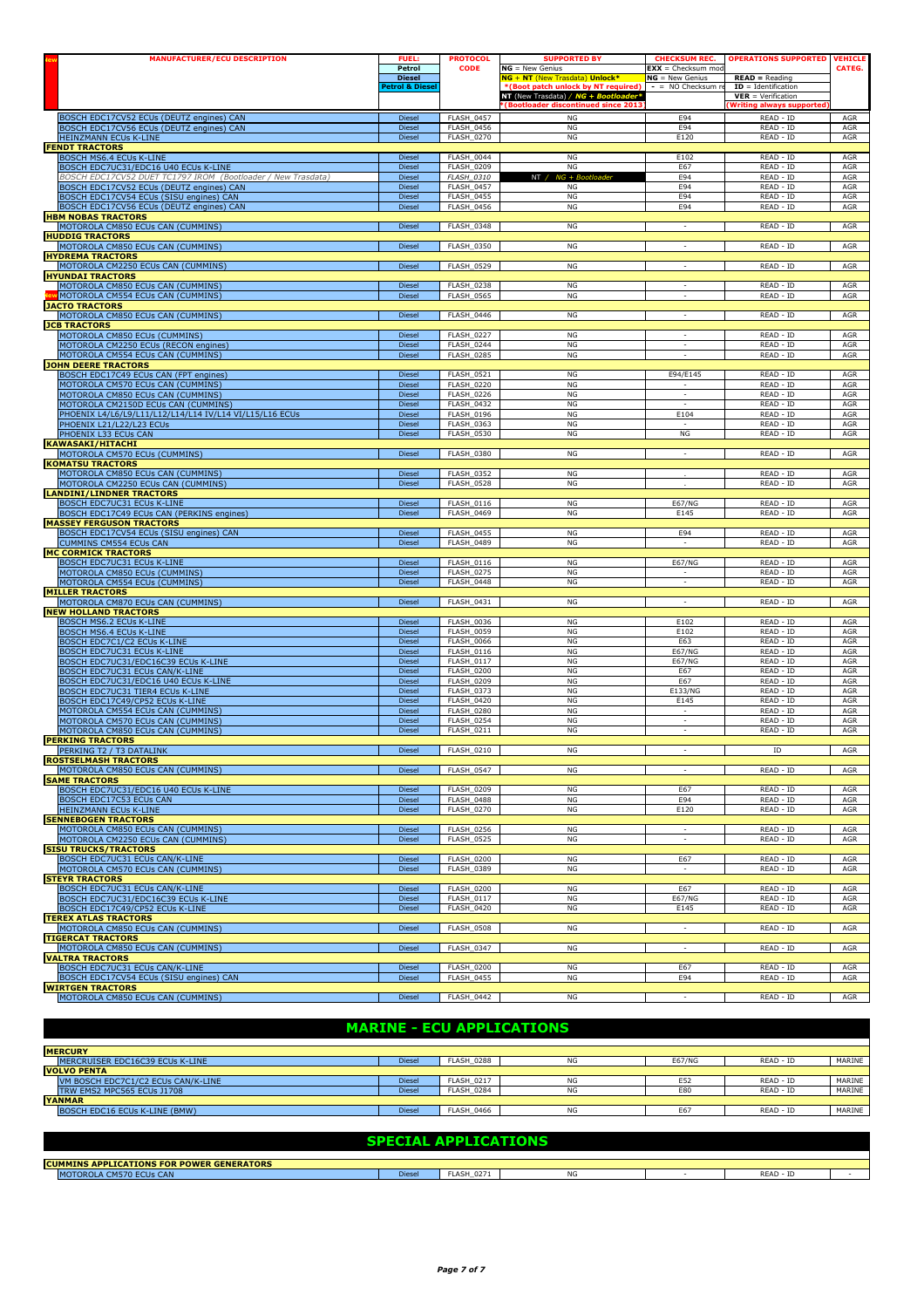| MANUFACTURER/ECU DESCRIPTION | FUEL: Petrol / Diesel / Petrol & Diesel | PROTOCOL CODE | SUPPORTED BY: NG = New Genius; NG + NT (New Trasdata) Unlock*; *(Boot patch unlock by NT required); NT (New Trasdata) / NG + Bootloader*; *(Bootloader discontinued since 2013) | CHECKSUM REC.: EXX = Checksum mod; NG = New Genius; - = NO Checksum re | OPERATIONS SUPPORTED: READ = Reading; ID = Identification; VER = Verification; (Writing always supported) | VEHICLE CATEG. |
|---|---|---|---|---|---|---|
| BOSCH EDC17CV52 ECUs (DEUTZ engines) CAN | Diesel | FLASH_0457 | NG | E94 | READ - ID | AGR |
| BOSCH EDC17CV56 ECUs (DEUTZ engines) CAN | Diesel | FLASH_0456 | NG | E94 | READ - ID | AGR |
| HEINZMANN ECUs K-LINE | Diesel | FLASH_0270 | NG | E120 | READ - ID | AGR |
| **FENDT TRACTORS** | | | | | | |
| BOSCH MS6.4 ECUs K-LINE | Diesel | FLASH_0044 | NG | E102 | READ - ID | AGR |
| BOSCH EDC7UC31/EDC16 U40 ECUs K-LINE | Diesel | FLASH_0209 | NG | E67 | READ - ID | AGR |
| *BOSCH EDC17CV52 DUET TC1797 IROM (Bootloader / New Trasdata)* | Diesel | *FLASH_0310* | NT / NG + Bootloader | E94 | READ - ID | AGR |
| BOSCH EDC17CV52 ECUs (DEUTZ engines) CAN | Diesel | FLASH_0457 | NG | E94 | READ - ID | AGR |
| BOSCH EDC17CV54 ECUs (SISU engines) CAN | Diesel | FLASH_0455 | NG | E94 | READ - ID | AGR |
| BOSCH EDC17CV56 ECUs (DEUTZ engines) CAN | Diesel | FLASH_0456 | NG | E94 | READ - ID | AGR |
| **HBM NOBAS TRACTORS** | | | | | | |
| MOTOROLA CM850 ECUs CAN (CUMMINS) | Diesel | FLASH_0348 | NG | - | READ - ID | AGR |
| **HUDDIG TRACTORS** | | | | | | |
| MOTOROLA CM850 ECUs CAN (CUMMINS) | Diesel | FLASH_0350 | NG | - | READ - ID | AGR |
| **HYDREMA TRACTORS** | | | | | | |
| MOTOROLA CM2250 ECUs CAN (CUMMINS) | Diesel | FLASH_0529 | NG | - | READ - ID | AGR |
| **HYUNDAI TRACTORS** | | | | | | |
| MOTOROLA CM850 ECUs CAN (CUMMINS) | Diesel | FLASH_0238 | NG | - | READ - ID | AGR |
| NEW MOTOROLA CM554 ECUs CAN (CUMMINS) | Diesel | FLASH_0565 | NG | - | READ - ID | AGR |
| **JACTO TRACTORS** | | | | | | |
| MOTOROLA CM850 ECUs CAN (CUMMINS) | Diesel | FLASH_0446 | NG | - | READ - ID | AGR |
| **JCB TRACTORS** | | | | | | |
| MOTOROLA CM850 ECUs (CUMMINS) | Diesel | FLASH_0227 | NG | - | READ - ID | AGR |
| MOTOROLA CM2250 ECUs (RECON engines) | Diesel | FLASH_0244 | NG | - | READ - ID | AGR |
| MOTOROLA CM554 ECUs CAN (CUMMINS) | Diesel | FLASH_0285 | NG | - | READ - ID | AGR |
| **JOHN DEERE TRACTORS** | | | | | | |
| BOSCH EDC17C49 ECUs CAN (FPT engines) | Diesel | FLASH_0521 | NG | E94/E145 | READ - ID | AGR |
| MOTOROLA CM570 ECUs CAN (CUMMINS) | Diesel | FLASH_0220 | NG | - | READ - ID | AGR |
| MOTOROLA CM850 ECUs CAN (CUMMINS) | Diesel | FLASH_0226 | NG | - | READ - ID | AGR |
| MOTOROLA CM2150D ECUs CAN (CUMMINS) | Diesel | FLASH_0432 | NG | - | READ - ID | AGR |
| PHOENIX L4/L6/L9/L11/L12/L14/L14 IV/L14 VI/L15/L16 ECUs | Diesel | FLASH_0196 | NG | E104 | READ - ID | AGR |
| PHOENIX L21/L22/L23 ECUs | Diesel | FLASH_0363 | NG | - | READ - ID | AGR |
| PHOENIX L33 ECUs CAN | Diesel | FLASH_0530 | NG | NG | READ - ID | AGR |
| **KAWASAKI/HITACHI** | | | | | | |
| MOTOROLA CM570 ECUs (CUMMINS) | Diesel | FLASH_0380 | NG | - | READ - ID | AGR |
| **KOMATSU TRACTORS** | | | | | | |
| MOTOROLA CM850 ECUs CAN (CUMMINS) | Diesel | FLASH_0352 | NG | - | READ - ID | AGR |
| MOTOROLA CM2250 ECUs CAN (CUMMINS) | Diesel | FLASH_0528 | NG | - | READ - ID | AGR |
| **LANDINI/LINDNER TRACTORS** | | | | | | |
| BOSCH EDC7UC31 ECUs K-LINE | Diesel | FLASH_0116 | NG | E67/NG | READ - ID | AGR |
| BOSCH EDC17C49 ECUs CAN (PERKINS engines) | Diesel | FLASH_0469 | NG | E145 | READ - ID | AGR |
| **MASSEY FERGUSON TRACTORS** | | | | | | |
| BOSCH EDC17CV54 ECUs (SISU engines) CAN | Diesel | FLASH_0455 | NG | E94 | READ - ID | AGR |
| CUMMINS CM554 ECUs CAN | Diesel | FLASH_0489 | NG | - | READ - ID | AGR |
| **MC CORMICK TRACTORS** | | | | | | |
| BOSCH EDC7UC31 ECUs K-LINE | Diesel | FLASH_0116 | NG | E67/NG | READ - ID | AGR |
| MOTOROLA CM850 ECUs (CUMMINS) | Diesel | FLASH_0275 | NG | - | READ - ID | AGR |
| MOTOROLA CM554 ECUs (CUMMINS) | Diesel | FLASH_0448 | NG | - | READ - ID | AGR |
| **MILLER TRACTORS** | | | | | | |
| MOTOROLA CM870 ECUs CAN (CUMMINS) | Diesel | FLASH_0431 | NG | - | READ - ID | AGR |
| **NEW HOLLAND TRACTORS** | | | | | | |
| BOSCH MS6.2 ECUs K-LINE | Diesel | FLASH_0036 | NG | E102 | READ - ID | AGR |
| BOSCH MS6.4 ECUs K-LINE | Diesel | FLASH_0059 | NG | E102 | READ - ID | AGR |
| BOSCH EDC7C1/C2 ECUs K-LINE | Diesel | FLASH_0066 | NG | E63 | READ - ID | AGR |
| BOSCH EDC7UC31 ECUs K-LINE | Diesel | FLASH_0116 | NG | E67/NG | READ - ID | AGR |
| BOSCH EDC7UC31/EDC16C39 ECUs K-LINE | Diesel | FLASH_0117 | NG | E67/NG | READ - ID | AGR |
| BOSCH EDC7UC31 ECUs CAN/K-LINE | Diesel | FLASH_0200 | NG | E67 | READ - ID | AGR |
| BOSCH EDC7UC31/EDC16 U40 ECUs K-LINE | Diesel | FLASH_0209 | NG | E67 | READ - ID | AGR |
| BOSCH EDC7UC31 TIER4 ECUs K-LINE | Diesel | FLASH_0373 | NG | E133/NG | READ - ID | AGR |
| BOSCH EDC17C49/CP52 ECUs K-LINE | Diesel | FLASH_0420 | NG | E145 | READ - ID | AGR |
| MOTOROLA CM554 ECUs CAN (CUMMINS) | Diesel | FLASH_0280 | NG | - | READ - ID | AGR |
| MOTOROLA CM570 ECUs CAN (CUMMINS) | Diesel | FLASH_0254 | NG | - | READ - ID | AGR |
| MOTOROLA CM850 ECUs CAN (CUMMINS) | Diesel | FLASH_0211 | NG | - | READ - ID | AGR |
| **PERKING TRACTORS** | | | | | | |
| PERKING T2 / T3 DATALINK | Diesel | FLASH_0210 | NG | - | ID | AGR |
| **ROSTSELMASH TRACTORS** | | | | | | |
| MOTOROLA CM850 ECUs CAN (CUMMINS) | Diesel | FLASH_0547 | NG | - | READ - ID | AGR |
| **SAME TRACTORS** | | | | | | |
| BOSCH EDC7UC31/EDC16 U40 ECUs K-LINE | Diesel | FLASH_0209 | NG | E67 | READ - ID | AGR |
| BOSCH EDC17C53 ECUs CAN | Diesel | FLASH_0488 | NG | E94 | READ - ID | AGR |
| HEINZMANN ECUs K-LINE | Diesel | FLASH_0270 | NG | E120 | READ - ID | AGR |
| **SENNEBOGEN TRACTORS** | | | | | | |
| MOTOROLA CM850 ECUs CAN (CUMMINS) | Diesel | FLASH_0256 | NG | - | READ - ID | AGR |
| MOTOROLA CM2250 ECUs CAN (CUMMINS) | Diesel | FLASH_0525 | NG | - | READ - ID | AGR |
| **SISU TRUCKS/TRACTORS** | | | | | | |
| BOSCH EDC7UC31 ECUs CAN/K-LINE | Diesel | FLASH_0200 | NG | E67 | READ - ID | AGR |
| MOTOROLA CM570 ECUs CAN (CUMMINS) | Diesel | FLASH_0389 | NG | - | READ - ID | AGR |
| **STEYR TRACTORS** | | | | | | |
| BOSCH EDC7UC31 ECUs CAN/K-LINE | Diesel | FLASH_0200 | NG | E67 | READ - ID | AGR |
| BOSCH EDC7UC31/EDC16C39 ECUs K-LINE | Diesel | FLASH_0117 | NG | E67/NG | READ - ID | AGR |
| BOSCH EDC17C49/CP52 ECUs K-LINE | Diesel | FLASH_0420 | NG | E145 | READ - ID | AGR |
| **TEREX ATLAS TRACTORS** | | | | | | |
| MOTOROLA CM850 ECUs CAN (CUMMINS) | Diesel | FLASH_0508 | NG | - | READ - ID | AGR |
| **TIGERCAT TRACTORS** | | | | | | |
| MOTOROLA CM850 ECUs CAN (CUMMINS) | Diesel | FLASH_0347 | NG | - | READ - ID | AGR |
| **VALTRA TRACTORS** | | | | | | |
| BOSCH EDC7UC31 ECUs CAN/K-LINE | Diesel | FLASH_0200 | NG | E67 | READ - ID | AGR |
| BOSCH EDC17CV54 ECUs (SISU engines) CAN | Diesel | FLASH_0455 | NG | E94 | READ - ID | AGR |
| **WIRTGEN TRACTORS** | | | | | | |
| MOTOROLA CM850 ECUs CAN (CUMMINS) | Diesel | FLASH_0442 | NG | - | READ - ID | AGR |

## MARINE - ECU APPLICATIONS

| | | | | | | |
|---|---|---|---|---|---|---|
| **MERCURY** | | | | | | |
| MERCRUISER EDC16C39 ECUs K-LINE | Diesel | FLASH_0288 | NG | E67/NG | READ - ID | MARINE |
| **VOLVO PENTA** | | | | | | |
| VM BOSCH EDC7C1/C2 ECUs CAN/K-LINE | Diesel | FLASH_0217 | NG | E52 | READ - ID | MARINE |
| TRW EMS2 MPC565 ECUs J1708 | Diesel | FLASH_0284 | NG | E80 | READ - ID | MARINE |
| **YANMAR** | | | | | | |
| BOSCH EDC16 ECUs K-LINE (BMW) | Diesel | FLASH_0466 | NG | E67 | READ - ID | MARINE |

## SPECIAL APPLICATIONS

| | | | | | | |
|---|---|---|---|---|---|---|
| **CUMMINS APPLICATIONS FOR POWER GENERATORS** | | | | | | |
| MOTOROLA CM570 ECUs CAN | Diesel | FLASH_0271 | NG | - | READ - ID | - |